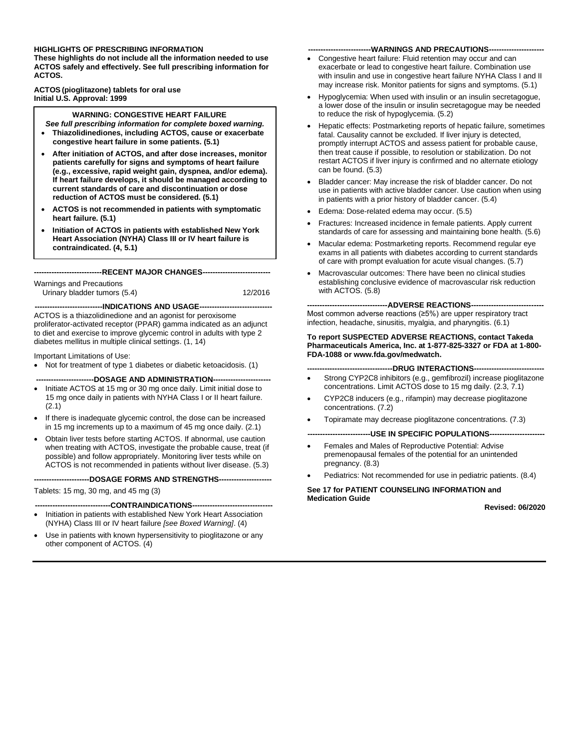**HIGHLIGHTS OF PRESCRIBING INFORMATION**
**These highlights do not include all the information needed to use ACTOS safely and effectively. See full prescribing information for ACTOS.**

**ACTOS (pioglitazone) tablets for oral use**
**Initial U.S. Approval: 1999**

**WARNING: CONGESTIVE HEART FAILURE**
***See full prescribing information for complete boxed warning.***

- **Thiazolidinediones, including ACTOS, cause or exacerbate congestive heart failure in some patients. (5.1)**
- **After initiation of ACTOS, and after dose increases, monitor patients carefully for signs and symptoms of heart failure (e.g., excessive, rapid weight gain, dyspnea, and/or edema). If heart failure develops, it should be managed according to current standards of care and discontinuation or dose reduction of ACTOS must be considered. (5.1)**
- **ACTOS is not recommended in patients with symptomatic heart failure. (5.1)**
- **Initiation of ACTOS in patients with established New York Heart Association (NYHA) Class III or IV heart failure is contraindicated. (4, 5.1)**

**---------------------------RECENT MAJOR CHANGES---------------------------**

| Warnings and Precautions | |
|---|---|
| Urinary bladder tumors (5.4) | 12/2016 |

**---------------------------INDICATIONS AND USAGE----------------------------**

ACTOS is a thiazolidinedione and an agonist for peroxisome proliferator-activated receptor (PPAR) gamma indicated as an adjunct to diet and exercise to improve glycemic control in adults with type 2 diabetes mellitus in multiple clinical settings. (1, 14)

Important Limitations of Use:

- Not for treatment of type 1 diabetes or diabetic ketoacidosis. (1)

**-----------------------DOSAGE AND ADMINISTRATION-----------------------**

- Initiate ACTOS at 15 mg or 30 mg once daily. Limit initial dose to 15 mg once daily in patients with NYHA Class I or II heart failure. (2.1)
- If there is inadequate glycemic control, the dose can be increased in 15 mg increments up to a maximum of 45 mg once daily. (2.1)
- Obtain liver tests before starting ACTOS. If abnormal, use caution when treating with ACTOS, investigate the probable cause, treat (if possible) and follow appropriately. Monitoring liver tests while on ACTOS is not recommended in patients without liver disease. (5.3)

**----------------------DOSAGE FORMS AND STRENGTHS---------------------**

Tablets: 15 mg, 30 mg, and 45 mg (3)

**------------------------------CONTRAINDICATIONS-------------------------------**

- Initiation in patients with established New York Heart Association (NYHA) Class III or IV heart failure *[see Boxed Warning]*. (4)
- Use in patients with known hypersensitivity to pioglitazone or any other component of ACTOS. (4)

**-------------------------WARNINGS AND PRECAUTIONS----------------------**

- Congestive heart failure: Fluid retention may occur and can exacerbate or lead to congestive heart failure. Combination use with insulin and use in congestive heart failure NYHA Class I and II may increase risk. Monitor patients for signs and symptoms. (5.1)
- Hypoglycemia: When used with insulin or an insulin secretagogue, a lower dose of the insulin or insulin secretagogue may be needed to reduce the risk of hypoglycemia. (5.2)
- Hepatic effects: Postmarketing reports of hepatic failure, sometimes fatal. Causality cannot be excluded. If liver injury is detected, promptly interrupt ACTOS and assess patient for probable cause, then treat cause if possible, to resolution or stabilization. Do not restart ACTOS if liver injury is confirmed and no alternate etiology can be found. (5.3)
- Bladder cancer: May increase the risk of bladder cancer. Do not use in patients with active bladder cancer. Use caution when using in patients with a prior history of bladder cancer. (5.4)
- Edema: Dose-related edema may occur. (5.5)
- Fractures: Increased incidence in female patients. Apply current standards of care for assessing and maintaining bone health. (5.6)
- Macular edema: Postmarketing reports. Recommend regular eye exams in all patients with diabetes according to current standards of care with prompt evaluation for acute visual changes. (5.7)
- Macrovascular outcomes: There have been no clinical studies establishing conclusive evidence of macrovascular risk reduction with ACTOS. (5.8)

**--------------------------------ADVERSE REACTIONS-----------------------------**

Most common adverse reactions (≥5%) are upper respiratory tract infection, headache, sinusitis, myalgia, and pharyngitis. (6.1)

**To report SUSPECTED ADVERSE REACTIONS, contact Takeda Pharmaceuticals America, Inc. at 1-877-825-3327 or FDA at 1-800-FDA-1088 or www.fda.gov/medwatch.**

**----------------------------------DRUG INTERACTIONS----------------------------**

- Strong CYP2C8 inhibitors (e.g., gemfibrozil) increase pioglitazone concentrations. Limit ACTOS dose to 15 mg daily. (2.3, 7.1)
- CYP2C8 inducers (e.g., rifampin) may decrease pioglitazone concentrations. (7.2)
- Topiramate may decrease pioglitazone concentrations. (7.3)

**-------------------------USE IN SPECIFIC POPULATIONS----------------------**

- Females and Males of Reproductive Potential: Advise premenopausal females of the potential for an unintended pregnancy. (8.3)
- Pediatrics: Not recommended for use in pediatric patients. (8.4)

**See 17 for PATIENT COUNSELING INFORMATION and Medication Guide**

**Revised: 06/2020**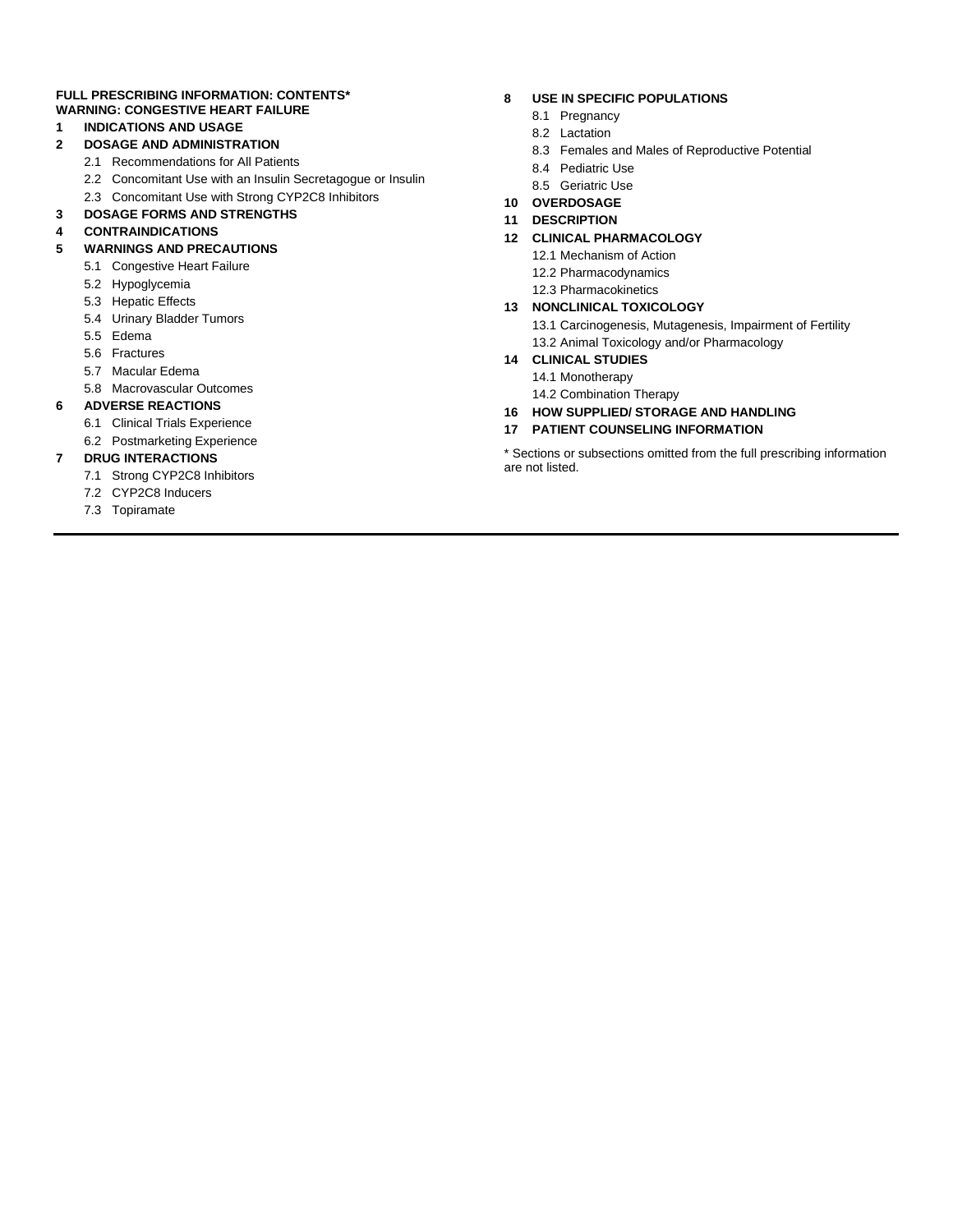**FULL PRESCRIBING INFORMATION: CONTENTS***

**WARNING: CONGESTIVE HEART FAILURE**

**1 INDICATIONS AND USAGE**

**2 DOSAGE AND ADMINISTRATION**

- 2.1 Recommendations for All Patients
- 2.2 Concomitant Use with an Insulin Secretagogue or Insulin
- 2.3 Concomitant Use with Strong CYP2C8 Inhibitors

**3 DOSAGE FORMS AND STRENGTHS**

**4 CONTRAINDICATIONS**

**5 WARNINGS AND PRECAUTIONS**

- 5.1 Congestive Heart Failure
- 5.2 Hypoglycemia
- 5.3 Hepatic Effects
- 5.4 Urinary Bladder Tumors
- 5.5 Edema
- 5.6 Fractures
- 5.7 Macular Edema
- 5.8 Macrovascular Outcomes

**6 ADVERSE REACTIONS**

- 6.1 Clinical Trials Experience
- 6.2 Postmarketing Experience

**7 DRUG INTERACTIONS**

- 7.1 Strong CYP2C8 Inhibitors
- 7.2 CYP2C8 Inducers
- 7.3 Topiramate

**8 USE IN SPECIFIC POPULATIONS**

- 8.1 Pregnancy
- 8.2 Lactation
- 8.3 Females and Males of Reproductive Potential
- 8.4 Pediatric Use
- 8.5 Geriatric Use

**10 OVERDOSAGE**

**11 DESCRIPTION**

**12 CLINICAL PHARMACOLOGY**

- 12.1 Mechanism of Action
- 12.2 Pharmacodynamics
- 12.3 Pharmacokinetics

**13 NONCLINICAL TOXICOLOGY**

- 13.1 Carcinogenesis, Mutagenesis, Impairment of Fertility
- 13.2 Animal Toxicology and/or Pharmacology

**14 CLINICAL STUDIES**

- 14.1 Monotherapy
- 14.2 Combination Therapy

**16 HOW SUPPLIED/ STORAGE AND HANDLING**

**17 PATIENT COUNSELING INFORMATION**

* Sections or subsections omitted from the full prescribing information are not listed.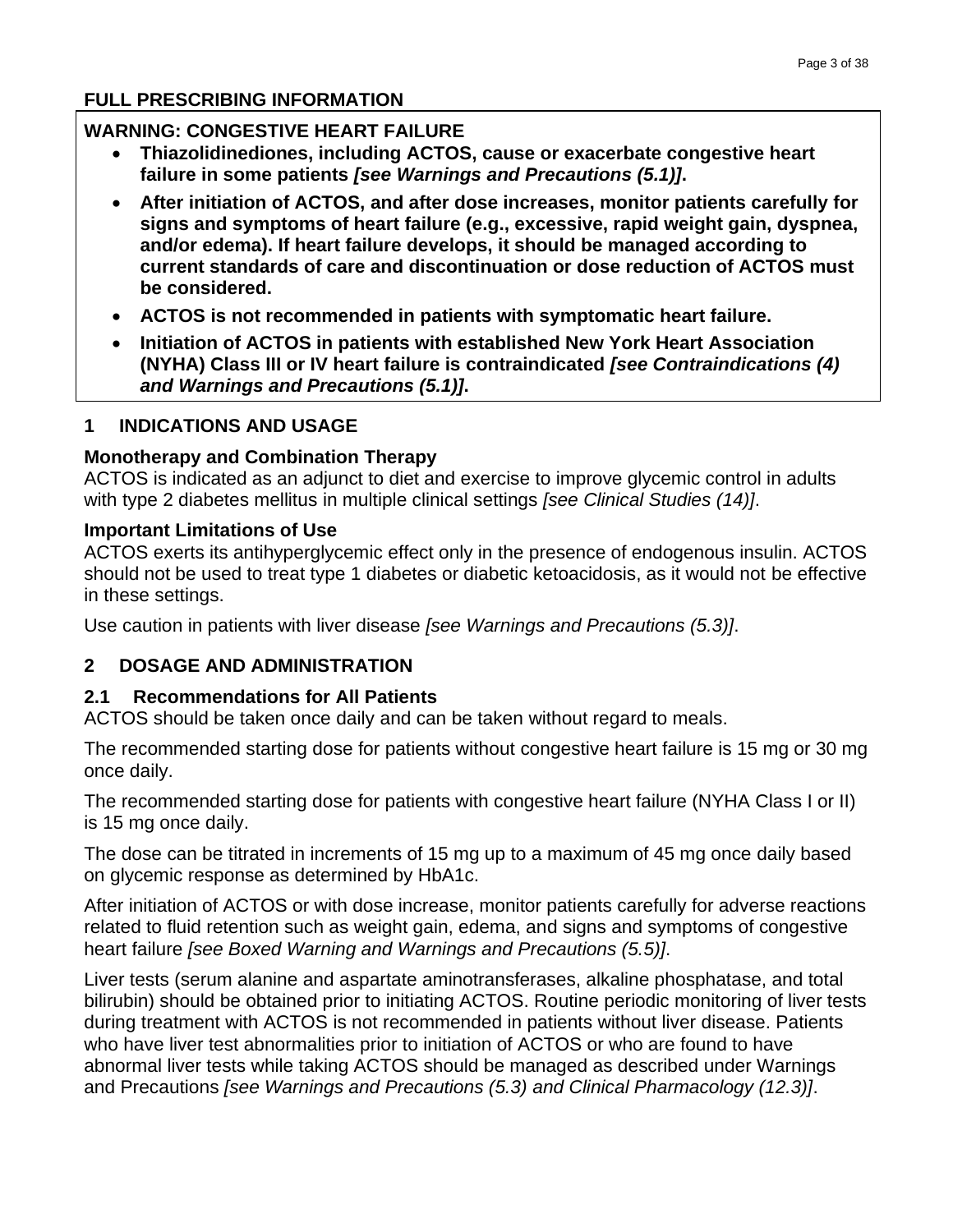## FULL PRESCRIBING INFORMATION

**WARNING: CONGESTIVE HEART FAILURE**

- **Thiazolidinediones, including ACTOS, cause or exacerbate congestive heart failure in some patients *[see Warnings and Precautions (5.1)]*.**
- **After initiation of ACTOS, and after dose increases, monitor patients carefully for signs and symptoms of heart failure (e.g., excessive, rapid weight gain, dyspnea, and/or edema). If heart failure develops, it should be managed according to current standards of care and discontinuation or dose reduction of ACTOS must be considered.**
- **ACTOS is not recommended in patients with symptomatic heart failure.**
- **Initiation of ACTOS in patients with established New York Heart Association (NYHA) Class III or IV heart failure is contraindicated *[see Contraindications (4) and Warnings and Precautions (5.1)]*.**

## 1 INDICATIONS AND USAGE

### Monotherapy and Combination Therapy

ACTOS is indicated as an adjunct to diet and exercise to improve glycemic control in adults with type 2 diabetes mellitus in multiple clinical settings *[see Clinical Studies (14)]*.

### Important Limitations of Use

ACTOS exerts its antihyperglycemic effect only in the presence of endogenous insulin. ACTOS should not be used to treat type 1 diabetes or diabetic ketoacidosis, as it would not be effective in these settings.

Use caution in patients with liver disease *[see Warnings and Precautions (5.3)]*.

## 2 DOSAGE AND ADMINISTRATION

### 2.1 Recommendations for All Patients

ACTOS should be taken once daily and can be taken without regard to meals.

The recommended starting dose for patients without congestive heart failure is 15 mg or 30 mg once daily.

The recommended starting dose for patients with congestive heart failure (NYHA Class I or II) is 15 mg once daily.

The dose can be titrated in increments of 15 mg up to a maximum of 45 mg once daily based on glycemic response as determined by HbA1c.

After initiation of ACTOS or with dose increase, monitor patients carefully for adverse reactions related to fluid retention such as weight gain, edema, and signs and symptoms of congestive heart failure *[see Boxed Warning and Warnings and Precautions (5.5)]*.

Liver tests (serum alanine and aspartate aminotransferases, alkaline phosphatase, and total bilirubin) should be obtained prior to initiating ACTOS. Routine periodic monitoring of liver tests during treatment with ACTOS is not recommended in patients without liver disease. Patients who have liver test abnormalities prior to initiation of ACTOS or who are found to have abnormal liver tests while taking ACTOS should be managed as described under Warnings and Precautions *[see Warnings and Precautions (5.3) and Clinical Pharmacology (12.3)]*.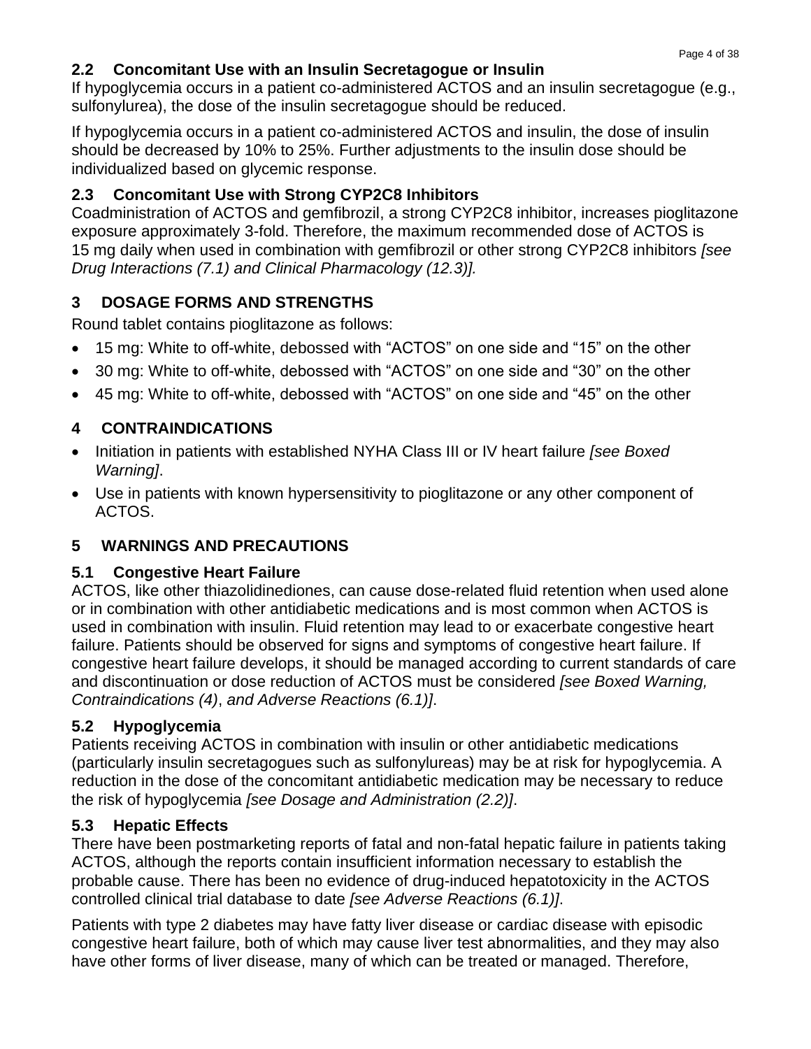### 2.2 Concomitant Use with an Insulin Secretagogue or Insulin

If hypoglycemia occurs in a patient co-administered ACTOS and an insulin secretagogue (e.g., sulfonylurea), the dose of the insulin secretagogue should be reduced.

If hypoglycemia occurs in a patient co-administered ACTOS and insulin, the dose of insulin should be decreased by 10% to 25%. Further adjustments to the insulin dose should be individualized based on glycemic response.

### 2.3 Concomitant Use with Strong CYP2C8 Inhibitors

Coadministration of ACTOS and gemfibrozil, a strong CYP2C8 inhibitor, increases pioglitazone exposure approximately 3-fold. Therefore, the maximum recommended dose of ACTOS is 15 mg daily when used in combination with gemfibrozil or other strong CYP2C8 inhibitors *[see Drug Interactions (7.1) and Clinical Pharmacology (12.3)].*

## 3 DOSAGE FORMS AND STRENGTHS

Round tablet contains pioglitazone as follows:

- 15 mg: White to off-white, debossed with “ACTOS” on one side and “15” on the other
- 30 mg: White to off-white, debossed with “ACTOS” on one side and “30” on the other
- 45 mg: White to off-white, debossed with “ACTOS” on one side and “45” on the other

## 4 CONTRAINDICATIONS

- Initiation in patients with established NYHA Class III or IV heart failure *[see Boxed Warning]*.
- Use in patients with known hypersensitivity to pioglitazone or any other component of ACTOS.

## 5 WARNINGS AND PRECAUTIONS

### 5.1 Congestive Heart Failure

ACTOS, like other thiazolidinediones, can cause dose-related fluid retention when used alone or in combination with other antidiabetic medications and is most common when ACTOS is used in combination with insulin. Fluid retention may lead to or exacerbate congestive heart failure. Patients should be observed for signs and symptoms of congestive heart failure. If congestive heart failure develops, it should be managed according to current standards of care and discontinuation or dose reduction of ACTOS must be considered *[see Boxed Warning, Contraindications (4)*, *and Adverse Reactions (6.1)]*.

### 5.2 Hypoglycemia

Patients receiving ACTOS in combination with insulin or other antidiabetic medications (particularly insulin secretagogues such as sulfonylureas) may be at risk for hypoglycemia. A reduction in the dose of the concomitant antidiabetic medication may be necessary to reduce the risk of hypoglycemia *[see Dosage and Administration (2.2)]*.

### 5.3 Hepatic Effects

There have been postmarketing reports of fatal and non-fatal hepatic failure in patients taking ACTOS, although the reports contain insufficient information necessary to establish the probable cause. There has been no evidence of drug-induced hepatotoxicity in the ACTOS controlled clinical trial database to date *[see Adverse Reactions (6.1)]*.

Patients with type 2 diabetes may have fatty liver disease or cardiac disease with episodic congestive heart failure, both of which may cause liver test abnormalities, and they may also have other forms of liver disease, many of which can be treated or managed. Therefore,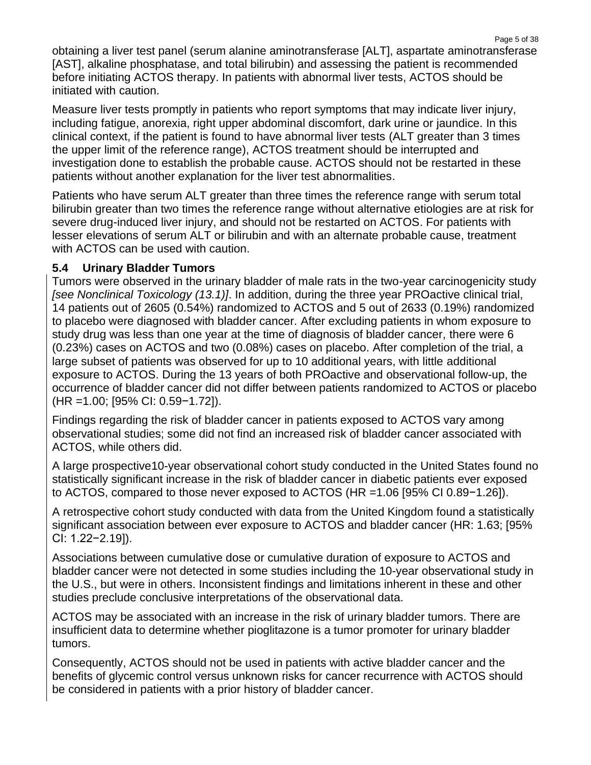obtaining a liver test panel (serum alanine aminotransferase [ALT], aspartate aminotransferase [AST], alkaline phosphatase, and total bilirubin) and assessing the patient is recommended before initiating ACTOS therapy. In patients with abnormal liver tests, ACTOS should be initiated with caution.

Measure liver tests promptly in patients who report symptoms that may indicate liver injury, including fatigue, anorexia, right upper abdominal discomfort, dark urine or jaundice. In this clinical context, if the patient is found to have abnormal liver tests (ALT greater than 3 times the upper limit of the reference range), ACTOS treatment should be interrupted and investigation done to establish the probable cause. ACTOS should not be restarted in these patients without another explanation for the liver test abnormalities.

Patients who have serum ALT greater than three times the reference range with serum total bilirubin greater than two times the reference range without alternative etiologies are at risk for severe drug-induced liver injury, and should not be restarted on ACTOS. For patients with lesser elevations of serum ALT or bilirubin and with an alternate probable cause, treatment with ACTOS can be used with caution.

### 5.4 Urinary Bladder Tumors

Tumors were observed in the urinary bladder of male rats in the two-year carcinogenicity study *[see Nonclinical Toxicology (13.1)]*. In addition, during the three year PROactive clinical trial, 14 patients out of 2605 (0.54%) randomized to ACTOS and 5 out of 2633 (0.19%) randomized to placebo were diagnosed with bladder cancer. After excluding patients in whom exposure to study drug was less than one year at the time of diagnosis of bladder cancer, there were 6 (0.23%) cases on ACTOS and two (0.08%) cases on placebo. After completion of the trial, a large subset of patients was observed for up to 10 additional years, with little additional exposure to ACTOS. During the 13 years of both PROactive and observational follow-up, the occurrence of bladder cancer did not differ between patients randomized to ACTOS or placebo (HR =1.00; [95% CI: 0.59−1.72]).

Findings regarding the risk of bladder cancer in patients exposed to ACTOS vary among observational studies; some did not find an increased risk of bladder cancer associated with ACTOS, while others did.

A large prospective10-year observational cohort study conducted in the United States found no statistically significant increase in the risk of bladder cancer in diabetic patients ever exposed to ACTOS, compared to those never exposed to ACTOS (HR =1.06 [95% CI 0.89−1.26]).

A retrospective cohort study conducted with data from the United Kingdom found a statistically significant association between ever exposure to ACTOS and bladder cancer (HR: 1.63; [95% CI: 1.22−2.19]).

Associations between cumulative dose or cumulative duration of exposure to ACTOS and bladder cancer were not detected in some studies including the 10-year observational study in the U.S., but were in others. Inconsistent findings and limitations inherent in these and other studies preclude conclusive interpretations of the observational data.

ACTOS may be associated with an increase in the risk of urinary bladder tumors. There are insufficient data to determine whether pioglitazone is a tumor promoter for urinary bladder tumors.

Consequently, ACTOS should not be used in patients with active bladder cancer and the benefits of glycemic control versus unknown risks for cancer recurrence with ACTOS should be considered in patients with a prior history of bladder cancer.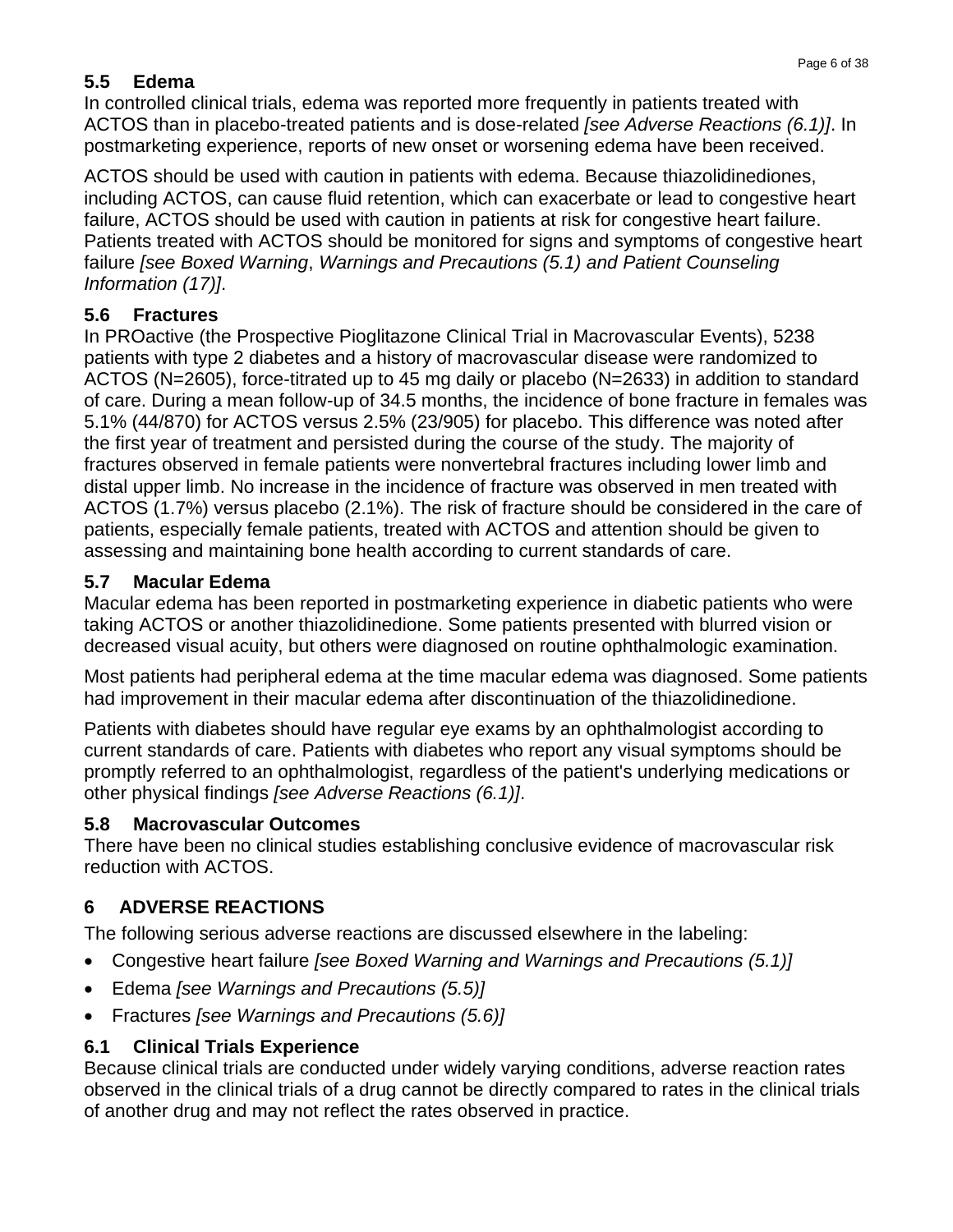### 5.5 Edema

In controlled clinical trials, edema was reported more frequently in patients treated with ACTOS than in placebo-treated patients and is dose-related *[see Adverse Reactions (6.1)]*. In postmarketing experience, reports of new onset or worsening edema have been received.

ACTOS should be used with caution in patients with edema. Because thiazolidinediones, including ACTOS, can cause fluid retention, which can exacerbate or lead to congestive heart failure, ACTOS should be used with caution in patients at risk for congestive heart failure. Patients treated with ACTOS should be monitored for signs and symptoms of congestive heart failure *[see Boxed Warning, Warnings and Precautions (5.1) and Patient Counseling Information (17)]*.

### 5.6 Fractures

In PROactive (the Prospective Pioglitazone Clinical Trial in Macrovascular Events), 5238 patients with type 2 diabetes and a history of macrovascular disease were randomized to ACTOS (N=2605), force-titrated up to 45 mg daily or placebo (N=2633) in addition to standard of care. During a mean follow-up of 34.5 months, the incidence of bone fracture in females was 5.1% (44/870) for ACTOS versus 2.5% (23/905) for placebo. This difference was noted after the first year of treatment and persisted during the course of the study. The majority of fractures observed in female patients were nonvertebral fractures including lower limb and distal upper limb. No increase in the incidence of fracture was observed in men treated with ACTOS (1.7%) versus placebo (2.1%). The risk of fracture should be considered in the care of patients, especially female patients, treated with ACTOS and attention should be given to assessing and maintaining bone health according to current standards of care.

### 5.7 Macular Edema

Macular edema has been reported in postmarketing experience in diabetic patients who were taking ACTOS or another thiazolidinedione. Some patients presented with blurred vision or decreased visual acuity, but others were diagnosed on routine ophthalmologic examination.

Most patients had peripheral edema at the time macular edema was diagnosed. Some patients had improvement in their macular edema after discontinuation of the thiazolidinedione.

Patients with diabetes should have regular eye exams by an ophthalmologist according to current standards of care. Patients with diabetes who report any visual symptoms should be promptly referred to an ophthalmologist, regardless of the patient's underlying medications or other physical findings *[see Adverse Reactions (6.1)]*.

### 5.8 Macrovascular Outcomes

There have been no clinical studies establishing conclusive evidence of macrovascular risk reduction with ACTOS.

## 6 ADVERSE REACTIONS

The following serious adverse reactions are discussed elsewhere in the labeling:

- Congestive heart failure *[see Boxed Warning and Warnings and Precautions (5.1)]*
- Edema *[see Warnings and Precautions (5.5)]*
- Fractures *[see Warnings and Precautions (5.6)]*

### 6.1 Clinical Trials Experience

Because clinical trials are conducted under widely varying conditions, adverse reaction rates observed in the clinical trials of a drug cannot be directly compared to rates in the clinical trials of another drug and may not reflect the rates observed in practice.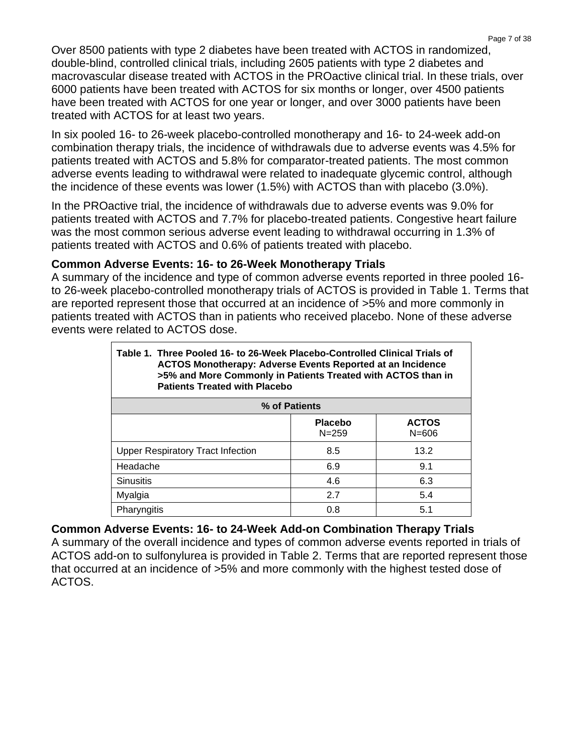Over 8500 patients with type 2 diabetes have been treated with ACTOS in randomized, double-blind, controlled clinical trials, including 2605 patients with type 2 diabetes and macrovascular disease treated with ACTOS in the PROactive clinical trial. In these trials, over 6000 patients have been treated with ACTOS for six months or longer, over 4500 patients have been treated with ACTOS for one year or longer, and over 3000 patients have been treated with ACTOS for at least two years.

In six pooled 16- to 26-week placebo-controlled monotherapy and 16- to 24-week add-on combination therapy trials, the incidence of withdrawals due to adverse events was 4.5% for patients treated with ACTOS and 5.8% for comparator-treated patients. The most common adverse events leading to withdrawal were related to inadequate glycemic control, although the incidence of these events was lower (1.5%) with ACTOS than with placebo (3.0%).

In the PROactive trial, the incidence of withdrawals due to adverse events was 9.0% for patients treated with ACTOS and 7.7% for placebo-treated patients. Congestive heart failure was the most common serious adverse event leading to withdrawal occurring in 1.3% of patients treated with ACTOS and 0.6% of patients treated with placebo.

**Common Adverse Events: 16- to 26-Week Monotherapy Trials**

A summary of the incidence and type of common adverse events reported in three pooled 16- to 26-week placebo-controlled monotherapy trials of ACTOS is provided in Table 1. Terms that are reported represent those that occurred at an incidence of >5% and more commonly in patients treated with ACTOS than in patients who received placebo. None of these adverse events were related to ACTOS dose.

**Table 1. Three Pooled 16- to 26-Week Placebo-Controlled Clinical Trials of ACTOS Monotherapy: Adverse Events Reported at an Incidence >5% and More Commonly in Patients Treated with ACTOS than in Patients Treated with Placebo**

| % of Patients | | |
|---|---|---|
| | **Placebo** N=259 | **ACTOS** N=606 |
| Upper Respiratory Tract Infection | 8.5 | 13.2 |
| Headache | 6.9 | 9.1 |
| Sinusitis | 4.6 | 6.3 |
| Myalgia | 2.7 | 5.4 |
| Pharyngitis | 0.8 | 5.1 |

**Common Adverse Events: 16- to 24-Week Add-on Combination Therapy Trials**

A summary of the overall incidence and types of common adverse events reported in trials of ACTOS add-on to sulfonylurea is provided in Table 2. Terms that are reported represent those that occurred at an incidence of >5% and more commonly with the highest tested dose of ACTOS.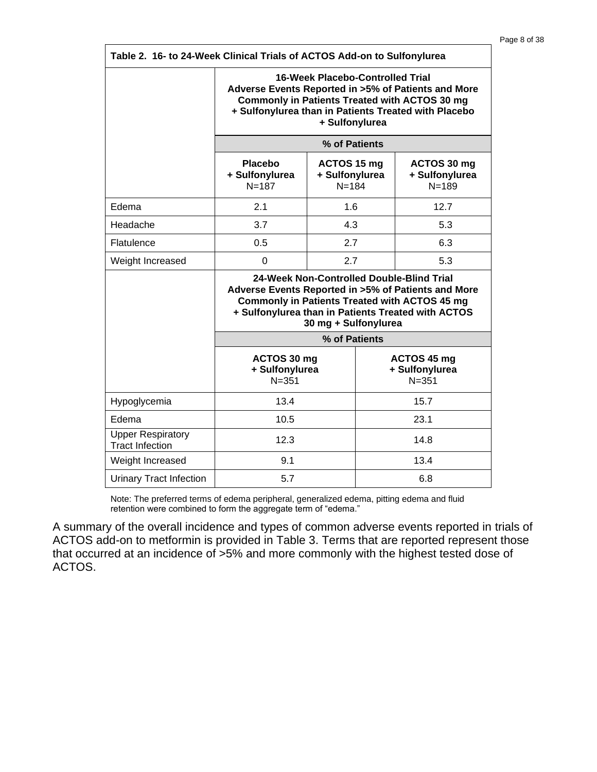| Table 2. 16- to 24-Week Clinical Trials of ACTOS Add-on to Sulfonylurea | | | |
|---|---|---|---|
| | **16-Week Placebo-Controlled Trial**<br>**Adverse Events Reported in >5% of Patients and More Commonly in Patients Treated with ACTOS 30 mg + Sulfonylurea than in Patients Treated with Placebo + Sulfonylurea** | | |
| | **% of Patients** | | |
| | **Placebo + Sulfonylurea** N=187 | **ACTOS 15 mg + Sulfonylurea** N=184 | **ACTOS 30 mg + Sulfonylurea** N=189 |
| Edema | 2.1 | 1.6 | 12.7 |
| Headache | 3.7 | 4.3 | 5.3 |
| Flatulence | 0.5 | 2.7 | 6.3 |
| Weight Increased | 0 | 2.7 | 5.3 |
| | **24-Week Non-Controlled Double-Blind Trial**<br>**Adverse Events Reported in >5% of Patients and More Commonly in Patients Treated with ACTOS 45 mg + Sulfonylurea than in Patients Treated with ACTOS 30 mg + Sulfonylurea** | | |
| | **% of Patients** | | |
| | **ACTOS 30 mg + Sulfonylurea** N=351 | | **ACTOS 45 mg + Sulfonylurea** N=351 |
| Hypoglycemia | 13.4 | | 15.7 |
| Edema | 10.5 | | 23.1 |
| Upper Respiratory Tract Infection | 12.3 | | 14.8 |
| Weight Increased | 9.1 | | 13.4 |
| Urinary Tract Infection | 5.7 | | 6.8 |

Note: The preferred terms of edema peripheral, generalized edema, pitting edema and fluid retention were combined to form the aggregate term of "edema."

A summary of the overall incidence and types of common adverse events reported in trials of ACTOS add-on to metformin is provided in Table 3. Terms that are reported represent those that occurred at an incidence of >5% and more commonly with the highest tested dose of ACTOS.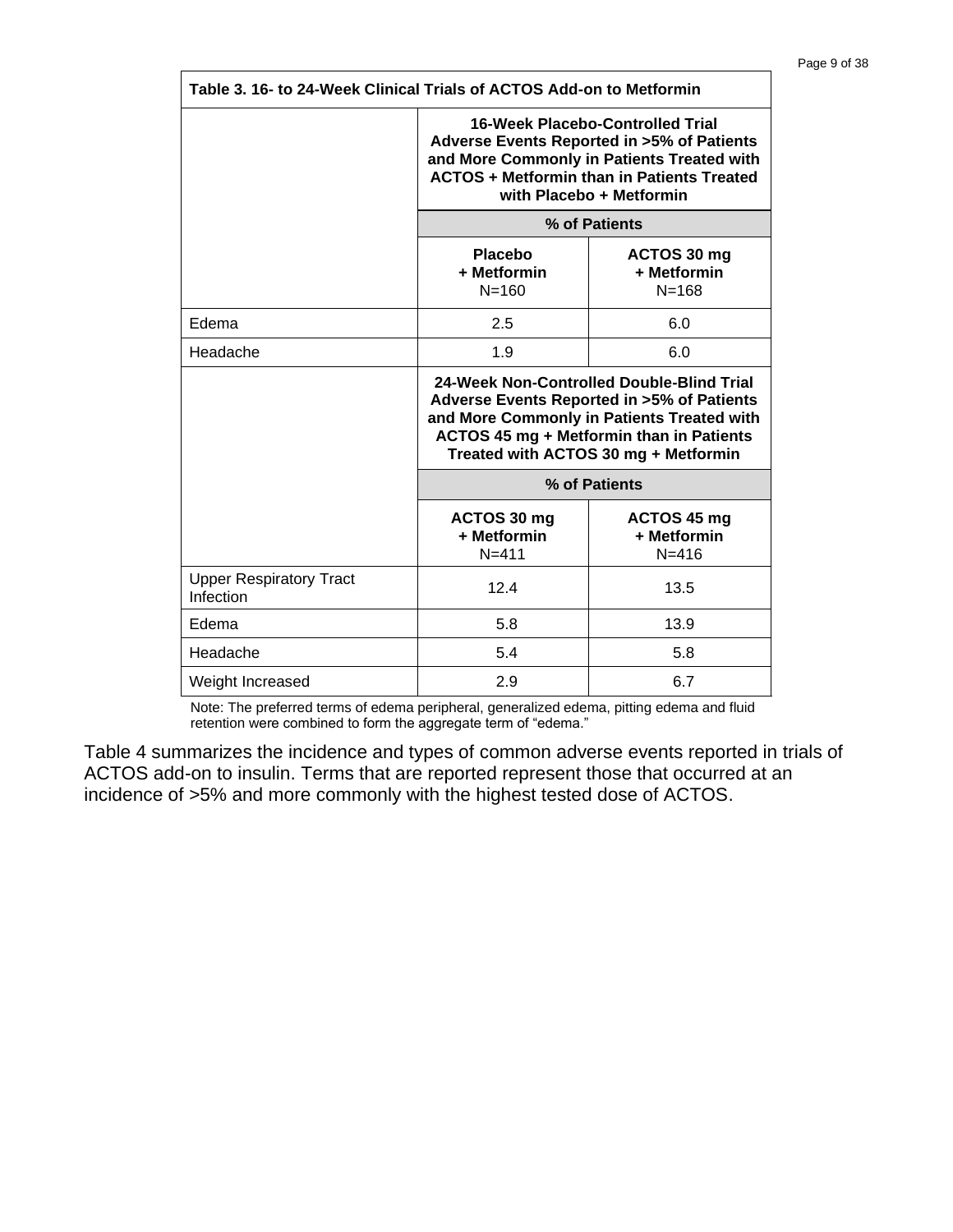**Table 3. 16- to 24-Week Clinical Trials of ACTOS Add-on to Metformin**

| | **16-Week Placebo-Controlled Trial Adverse Events Reported in >5% of Patients and More Commonly in Patients Treated with ACTOS + Metformin than in Patients Treated with Placebo + Metformin** | |
|---|---|---|
| | **% of Patients** | |
| | **Placebo + Metformin** N=160 | **ACTOS 30 mg + Metformin** N=168 |
| Edema | 2.5 | 6.0 |
| Headache | 1.9 | 6.0 |
| | **24-Week Non-Controlled Double-Blind Trial Adverse Events Reported in >5% of Patients and More Commonly in Patients Treated with ACTOS 45 mg + Metformin than in Patients Treated with ACTOS 30 mg + Metformin** | |
| | **% of Patients** | |
| | **ACTOS 30 mg + Metformin** N=411 | **ACTOS 45 mg + Metformin** N=416 |
| Upper Respiratory Tract Infection | 12.4 | 13.5 |
| Edema | 5.8 | 13.9 |
| Headache | 5.4 | 5.8 |
| Weight Increased | 2.9 | 6.7 |

Note: The preferred terms of edema peripheral, generalized edema, pitting edema and fluid retention were combined to form the aggregate term of "edema."

Table 4 summarizes the incidence and types of common adverse events reported in trials of ACTOS add-on to insulin. Terms that are reported represent those that occurred at an incidence of >5% and more commonly with the highest tested dose of ACTOS.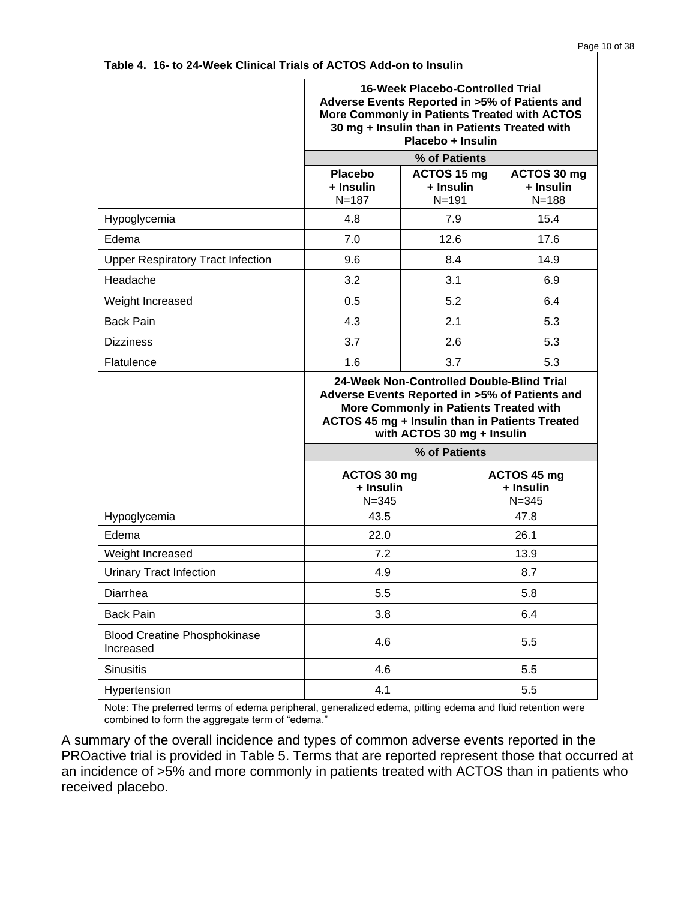**Table 4. 16- to 24-Week Clinical Trials of ACTOS Add-on to Insulin**

| | **16-Week Placebo-Controlled Trial Adverse Events Reported in >5% of Patients and More Commonly in Patients Treated with ACTOS 30 mg + Insulin than in Patients Treated with Placebo + Insulin** | | |
|---|---|---|---|
| | **% of Patients** | | |
| | **Placebo + Insulin** N=187 | **ACTOS 15 mg + Insulin** N=191 | **ACTOS 30 mg + Insulin** N=188 |
| Hypoglycemia | 4.8 | 7.9 | 15.4 |
| Edema | 7.0 | 12.6 | 17.6 |
| Upper Respiratory Tract Infection | 9.6 | 8.4 | 14.9 |
| Headache | 3.2 | 3.1 | 6.9 |
| Weight Increased | 0.5 | 5.2 | 6.4 |
| Back Pain | 4.3 | 2.1 | 5.3 |
| Dizziness | 3.7 | 2.6 | 5.3 |
| Flatulence | 1.6 | 3.7 | 5.3 |

| | **24-Week Non-Controlled Double-Blind Trial Adverse Events Reported in >5% of Patients and More Commonly in Patients Treated with ACTOS 45 mg + Insulin than in Patients Treated with ACTOS 30 mg + Insulin** | |
|---|---|---|
| | **% of Patients** | |
| | **ACTOS 30 mg + Insulin** N=345 | **ACTOS 45 mg + Insulin** N=345 |
| Hypoglycemia | 43.5 | 47.8 |
| Edema | 22.0 | 26.1 |
| Weight Increased | 7.2 | 13.9 |
| Urinary Tract Infection | 4.9 | 8.7 |
| Diarrhea | 5.5 | 5.8 |
| Back Pain | 3.8 | 6.4 |
| Blood Creatine Phosphokinase Increased | 4.6 | 5.5 |
| Sinusitis | 4.6 | 5.5 |
| Hypertension | 4.1 | 5.5 |

Note: The preferred terms of edema peripheral, generalized edema, pitting edema and fluid retention were combined to form the aggregate term of "edema."

A summary of the overall incidence and types of common adverse events reported in the PROactive trial is provided in Table 5. Terms that are reported represent those that occurred at an incidence of >5% and more commonly in patients treated with ACTOS than in patients who received placebo.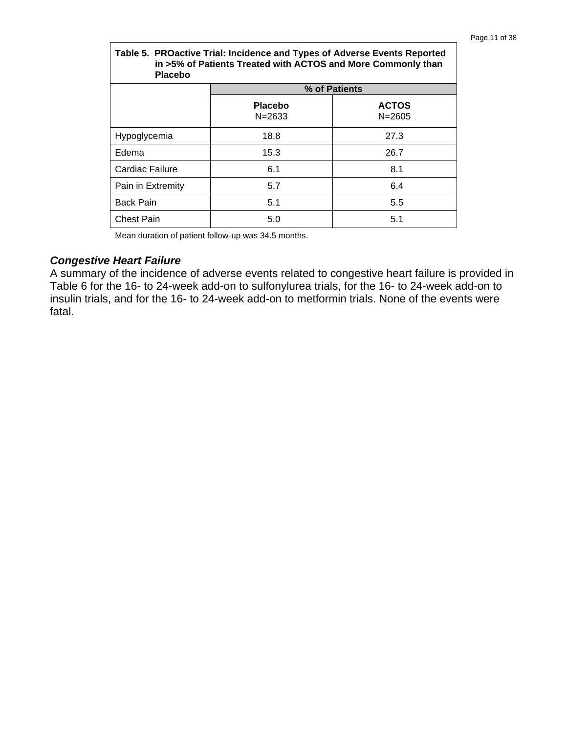**Table 5. PROactive Trial: Incidence and Types of Adverse Events Reported in >5% of Patients Treated with ACTOS and More Commonly than Placebo**

| | % of Patients | |
|---|---|---|
| | **Placebo** N=2633 | **ACTOS** N=2605 |
| Hypoglycemia | 18.8 | 27.3 |
| Edema | 15.3 | 26.7 |
| Cardiac Failure | 6.1 | 8.1 |
| Pain in Extremity | 5.7 | 6.4 |
| Back Pain | 5.1 | 5.5 |
| Chest Pain | 5.0 | 5.1 |

Mean duration of patient follow-up was 34.5 months.

***Congestive Heart Failure***

A summary of the incidence of adverse events related to congestive heart failure is provided in Table 6 for the 16- to 24-week add-on to sulfonylurea trials, for the 16- to 24-week add-on to insulin trials, and for the 16- to 24-week add-on to metformin trials. None of the events were fatal.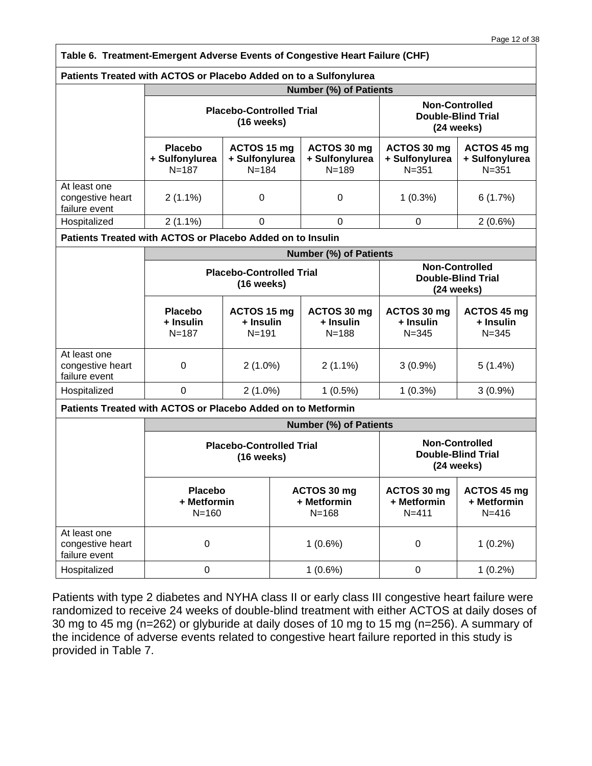**Table 6. Treatment-Emergent Adverse Events of Congestive Heart Failure (CHF)**

**Patients Treated with ACTOS or Placebo Added on to a Sulfonylurea**

| | Number (%) of Patients | | | | |
|---|---|---|---|---|---|
| | Placebo-Controlled Trial (16 weeks) | | | Non-Controlled Double-Blind Trial (24 weeks) | |
| | **Placebo + Sulfonylurea** N=187 | **ACTOS 15 mg + Sulfonylurea** N=184 | **ACTOS 30 mg + Sulfonylurea** N=189 | **ACTOS 30 mg + Sulfonylurea** N=351 | **ACTOS 45 mg + Sulfonylurea** N=351 |
| At least one congestive heart failure event | 2 (1.1%) | 0 | 0 | 1 (0.3%) | 6 (1.7%) |
| Hospitalized | 2 (1.1%) | 0 | 0 | 0 | 2 (0.6%) |

**Patients Treated with ACTOS or Placebo Added on to Insulin**

| | Number (%) of Patients | | | | |
|---|---|---|---|---|---|
| | Placebo-Controlled Trial (16 weeks) | | | Non-Controlled Double-Blind Trial (24 weeks) | |
| | **Placebo + Insulin** N=187 | **ACTOS 15 mg + Insulin** N=191 | **ACTOS 30 mg + Insulin** N=188 | **ACTOS 30 mg + Insulin** N=345 | **ACTOS 45 mg + Insulin** N=345 |
| At least one congestive heart failure event | 0 | 2 (1.0%) | 2 (1.1%) | 3 (0.9%) | 5 (1.4%) |
| Hospitalized | 0 | 2 (1.0%) | 1 (0.5%) | 1 (0.3%) | 3 (0.9%) |

**Patients Treated with ACTOS or Placebo Added on to Metformin**

| | Number (%) of Patients | | | |
|---|---|---|---|---|
| | Placebo-Controlled Trial (16 weeks) | | Non-Controlled Double-Blind Trial (24 weeks) | |
| | **Placebo + Metformin** N=160 | **ACTOS 30 mg + Metformin** N=168 | **ACTOS 30 mg + Metformin** N=411 | **ACTOS 45 mg + Metformin** N=416 |
| At least one congestive heart failure event | 0 | 1 (0.6%) | 0 | 1 (0.2%) |
| Hospitalized | 0 | 1 (0.6%) | 0 | 1 (0.2%) |

Patients with type 2 diabetes and NYHA class II or early class III congestive heart failure were randomized to receive 24 weeks of double-blind treatment with either ACTOS at daily doses of 30 mg to 45 mg (n=262) or glyburide at daily doses of 10 mg to 15 mg (n=256). A summary of the incidence of adverse events related to congestive heart failure reported in this study is provided in Table 7.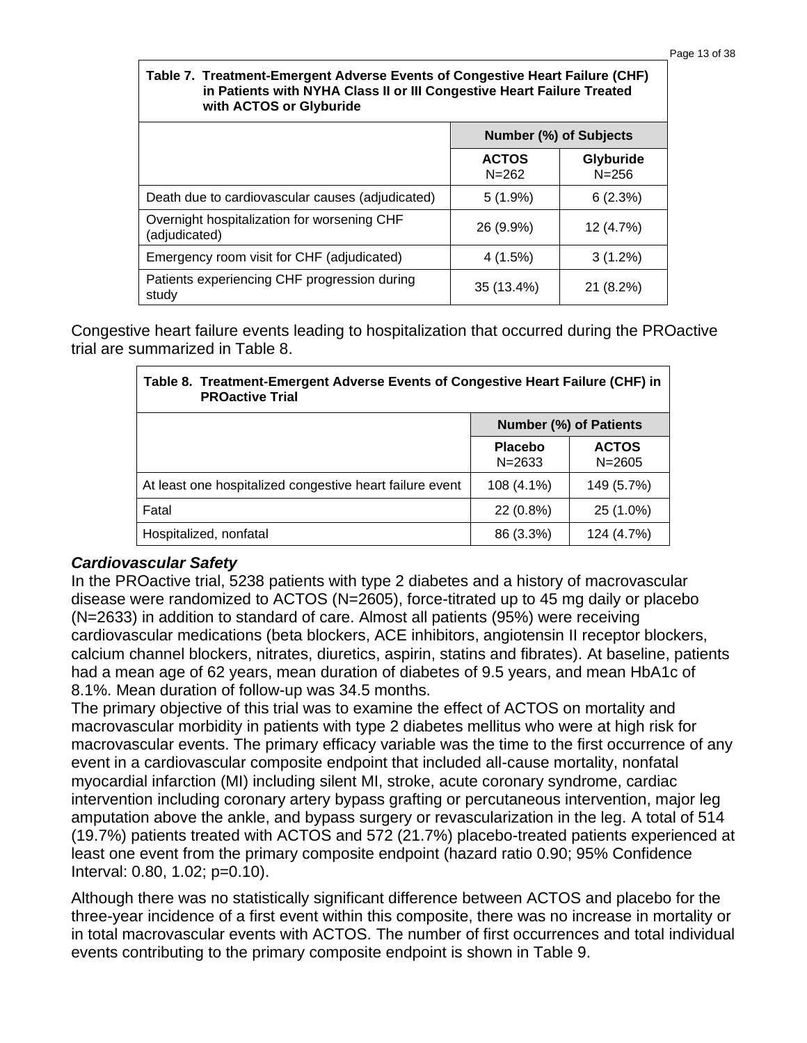| Table 7. Treatment-Emergent Adverse Events of Congestive Heart Failure (CHF) in Patients with NYHA Class II or III Congestive Heart Failure Treated with ACTOS or Glyburide | | |
|---|---|---|
| | Number (%) of Subjects | |
| | ACTOS N=262 | Glyburide N=256 |
| Death due to cardiovascular causes (adjudicated) | 5 (1.9%) | 6 (2.3%) |
| Overnight hospitalization for worsening CHF (adjudicated) | 26 (9.9%) | 12 (4.7%) |
| Emergency room visit for CHF (adjudicated) | 4 (1.5%) | 3 (1.2%) |
| Patients experiencing CHF progression during study | 35 (13.4%) | 21 (8.2%) |

Congestive heart failure events leading to hospitalization that occurred during the PROactive trial are summarized in Table 8.

| Table 8. Treatment-Emergent Adverse Events of Congestive Heart Failure (CHF) in PROactive Trial | | |
|---|---|---|
| | Number (%) of Patients | |
| | Placebo N=2633 | ACTOS N=2605 |
| At least one hospitalized congestive heart failure event | 108 (4.1%) | 149 (5.7%) |
| Fatal | 22 (0.8%) | 25 (1.0%) |
| Hospitalized, nonfatal | 86 (3.3%) | 124 (4.7%) |

### *Cardiovascular Safety*

In the PROactive trial, 5238 patients with type 2 diabetes and a history of macrovascular disease were randomized to ACTOS (N=2605), force-titrated up to 45 mg daily or placebo (N=2633) in addition to standard of care. Almost all patients (95%) were receiving cardiovascular medications (beta blockers, ACE inhibitors, angiotensin II receptor blockers, calcium channel blockers, nitrates, diuretics, aspirin, statins and fibrates). At baseline, patients had a mean age of 62 years, mean duration of diabetes of 9.5 years, and mean HbA1c of 8.1%. Mean duration of follow-up was 34.5 months.

The primary objective of this trial was to examine the effect of ACTOS on mortality and macrovascular morbidity in patients with type 2 diabetes mellitus who were at high risk for macrovascular events. The primary efficacy variable was the time to the first occurrence of any event in a cardiovascular composite endpoint that included all-cause mortality, nonfatal myocardial infarction (MI) including silent MI, stroke, acute coronary syndrome, cardiac intervention including coronary artery bypass grafting or percutaneous intervention, major leg amputation above the ankle, and bypass surgery or revascularization in the leg. A total of 514 (19.7%) patients treated with ACTOS and 572 (21.7%) placebo-treated patients experienced at least one event from the primary composite endpoint (hazard ratio 0.90; 95% Confidence Interval: 0.80, 1.02; $p=0.10$).

Although there was no statistically significant difference between ACTOS and placebo for the three-year incidence of a first event within this composite, there was no increase in mortality or in total macrovascular events with ACTOS. The number of first occurrences and total individual events contributing to the primary composite endpoint is shown in Table 9.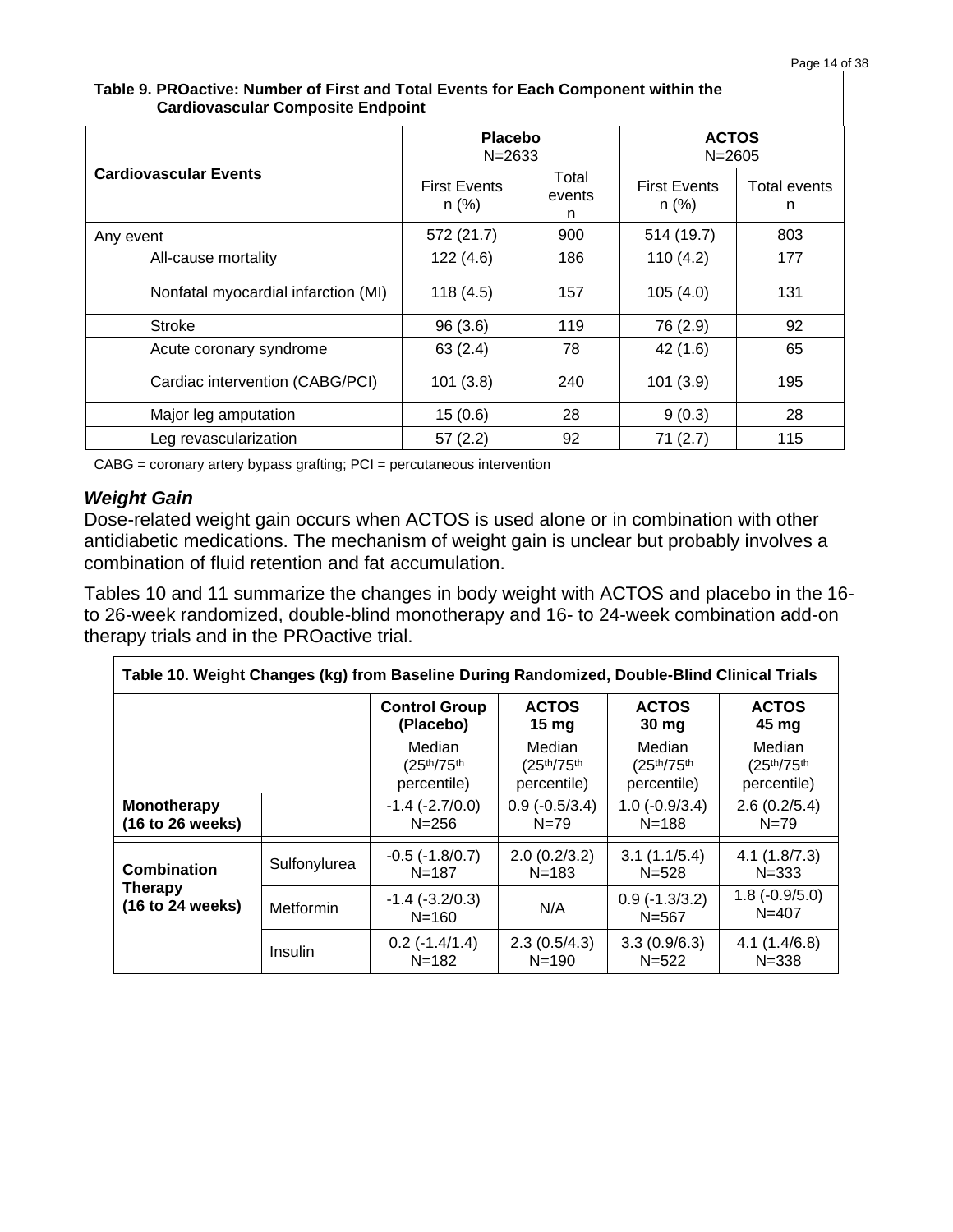**Table 9. PROactive: Number of First and Total Events for Each Component within the Cardiovascular Composite Endpoint**

| Cardiovascular Events | Placebo N=2633 | | ACTOS N=2605 | |
|---|---|---|---|---|
| | First Events n (%) | Total events n | First Events n (%) | Total events n |
| Any event | 572 (21.7) | 900 | 514 (19.7) | 803 |
| All-cause mortality | 122 (4.6) | 186 | 110 (4.2) | 177 |
| Nonfatal myocardial infarction (MI) | 118 (4.5) | 157 | 105 (4.0) | 131 |
| Stroke | 96 (3.6) | 119 | 76 (2.9) | 92 |
| Acute coronary syndrome | 63 (2.4) | 78 | 42 (1.6) | 65 |
| Cardiac intervention (CABG/PCI) | 101 (3.8) | 240 | 101 (3.9) | 195 |
| Major leg amputation | 15 (0.6) | 28 | 9 (0.3) | 28 |
| Leg revascularization | 57 (2.2) | 92 | 71 (2.7) | 115 |

CABG = coronary artery bypass grafting; PCI = percutaneous intervention

### *Weight Gain*

Dose-related weight gain occurs when ACTOS is used alone or in combination with other antidiabetic medications. The mechanism of weight gain is unclear but probably involves a combination of fluid retention and fat accumulation.

Tables 10 and 11 summarize the changes in body weight with ACTOS and placebo in the 16- to 26-week randomized, double-blind monotherapy and 16- to 24-week combination add-on therapy trials and in the PROactive trial.

**Table 10. Weight Changes (kg) from Baseline During Randomized, Double-Blind Clinical Trials**

| | | Control Group (Placebo) | ACTOS 15 mg | ACTOS 30 mg | ACTOS 45 mg |
|---|---|---|---|---|---|
| | | Median (25th/75th percentile) | Median (25th/75th percentile) | Median (25th/75th percentile) | Median (25th/75th percentile) |
| **Monotherapy (16 to 26 weeks)** | | -1.4 (-2.7/0.0) N=256 | 0.9 (-0.5/3.4) N=79 | 1.0 (-0.9/3.4) N=188 | 2.6 (0.2/5.4) N=79 |
| **Combination Therapy (16 to 24 weeks)** | Sulfonylurea | -0.5 (-1.8/0.7) N=187 | 2.0 (0.2/3.2) N=183 | 3.1 (1.1/5.4) N=528 | 4.1 (1.8/7.3) N=333 |
| | Metformin | -1.4 (-3.2/0.3) N=160 | N/A | 0.9 (-1.3/3.2) N=567 | 1.8 (-0.9/5.0) N=407 |
| | Insulin | 0.2 (-1.4/1.4) N=182 | 2.3 (0.5/4.3) N=190 | 3.3 (0.9/6.3) N=522 | 4.1 (1.4/6.8) N=338 |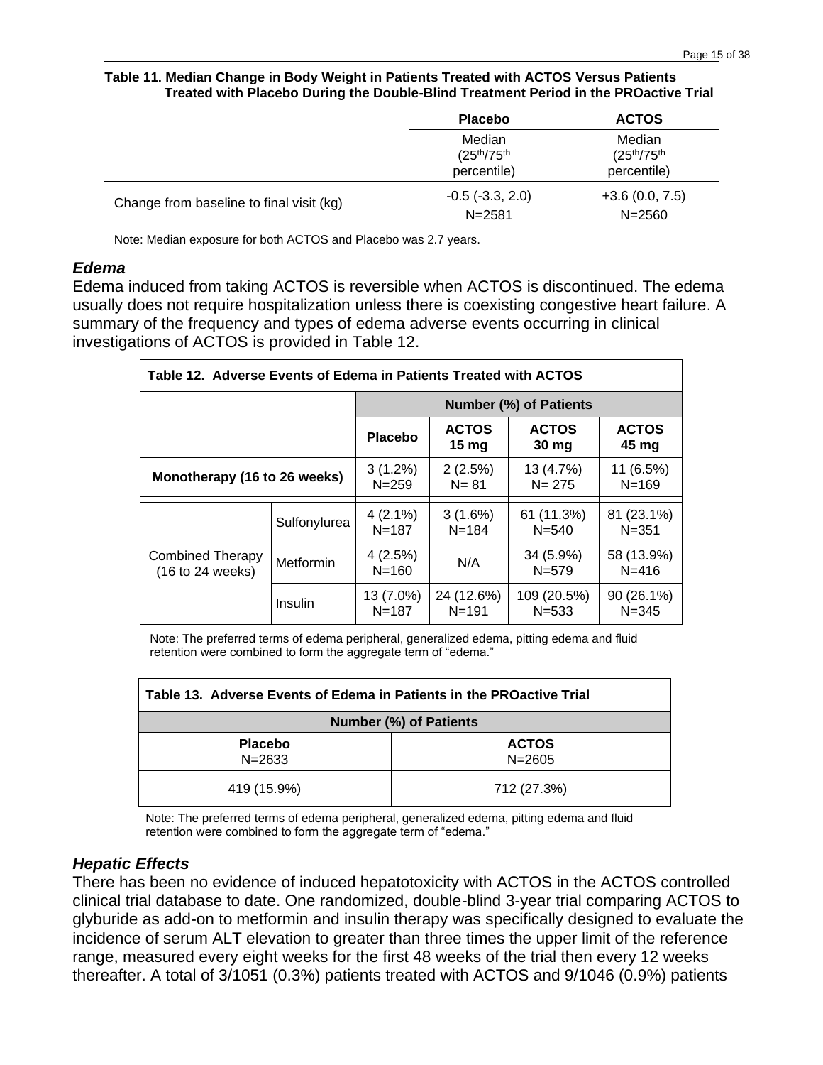**Table 11. Median Change in Body Weight in Patients Treated with ACTOS Versus Patients Treated with Placebo During the Double-Blind Treatment Period in the PROactive Trial**

| | Placebo | ACTOS |
|---|---|---|
| | Median ($25^{th}$/$75^{th}$ percentile) | Median ($25^{th}$/$75^{th}$ percentile) |
| Change from baseline to final visit (kg) | -0.5 (-3.3, 2.0) N=2581 | +3.6 (0.0, 7.5) N=2560 |

Note: Median exposure for both ACTOS and Placebo was 2.7 years.

### *Edema*

Edema induced from taking ACTOS is reversible when ACTOS is discontinued. The edema usually does not require hospitalization unless there is coexisting congestive heart failure. A summary of the frequency and types of edema adverse events occurring in clinical investigations of ACTOS is provided in Table 12.

**Table 12. Adverse Events of Edema in Patients Treated with ACTOS**

| | | Number (%) of Patients | | | |
|---|---|---|---|---|---|
| | | **Placebo** | **ACTOS 15 mg** | **ACTOS 30 mg** | **ACTOS 45 mg** |
| **Monotherapy (16 to 26 weeks)** | | 3 (1.2%) N=259 | 2 (2.5%) N= 81 | 13 (4.7%) N= 275 | 11 (6.5%) N=169 |
| Combined Therapy (16 to 24 weeks) | Sulfonylurea | 4 (2.1%) N=187 | 3 (1.6%) N=184 | 61 (11.3%) N=540 | 81 (23.1%) N=351 |
| | Metformin | 4 (2.5%) N=160 | N/A | 34 (5.9%) N=579 | 58 (13.9%) N=416 |
| | Insulin | 13 (7.0%) N=187 | 24 (12.6%) N=191 | 109 (20.5%) N=533 | 90 (26.1%) N=345 |

Note: The preferred terms of edema peripheral, generalized edema, pitting edema and fluid retention were combined to form the aggregate term of "edema."

**Table 13. Adverse Events of Edema in Patients in the PROactive Trial**

| Number (%) of Patients | |
|---|---|
| **Placebo** N=2633 | **ACTOS** N=2605 |
| 419 (15.9%) | 712 (27.3%) |

Note: The preferred terms of edema peripheral, generalized edema, pitting edema and fluid retention were combined to form the aggregate term of "edema."

### *Hepatic Effects*

There has been no evidence of induced hepatotoxicity with ACTOS in the ACTOS controlled clinical trial database to date. One randomized, double-blind 3-year trial comparing ACTOS to glyburide as add-on to metformin and insulin therapy was specifically designed to evaluate the incidence of serum ALT elevation to greater than three times the upper limit of the reference range, measured every eight weeks for the first 48 weeks of the trial then every 12 weeks thereafter. A total of 3/1051 (0.3%) patients treated with ACTOS and 9/1046 (0.9%) patients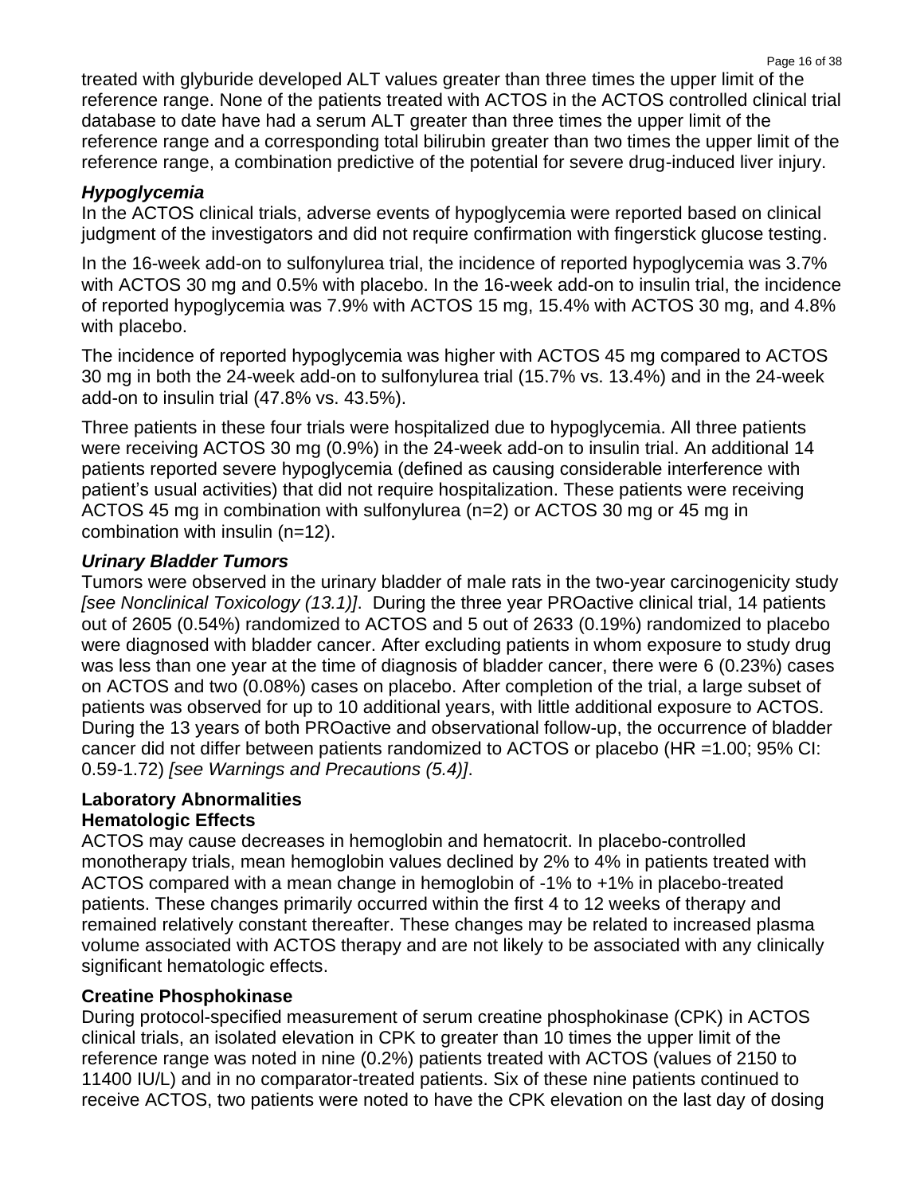treated with glyburide developed ALT values greater than three times the upper limit of the reference range. None of the patients treated with ACTOS in the ACTOS controlled clinical trial database to date have had a serum ALT greater than three times the upper limit of the reference range and a corresponding total bilirubin greater than two times the upper limit of the reference range, a combination predictive of the potential for severe drug-induced liver injury.

***Hypoglycemia***

In the ACTOS clinical trials, adverse events of hypoglycemia were reported based on clinical judgment of the investigators and did not require confirmation with fingerstick glucose testing.

In the 16-week add-on to sulfonylurea trial, the incidence of reported hypoglycemia was 3.7% with ACTOS 30 mg and 0.5% with placebo. In the 16-week add-on to insulin trial, the incidence of reported hypoglycemia was 7.9% with ACTOS 15 mg, 15.4% with ACTOS 30 mg, and 4.8% with placebo.

The incidence of reported hypoglycemia was higher with ACTOS 45 mg compared to ACTOS 30 mg in both the 24-week add-on to sulfonylurea trial (15.7% vs. 13.4%) and in the 24-week add-on to insulin trial (47.8% vs. 43.5%).

Three patients in these four trials were hospitalized due to hypoglycemia. All three patients were receiving ACTOS 30 mg (0.9%) in the 24-week add-on to insulin trial. An additional 14 patients reported severe hypoglycemia (defined as causing considerable interference with patient's usual activities) that did not require hospitalization. These patients were receiving ACTOS 45 mg in combination with sulfonylurea (n=2) or ACTOS 30 mg or 45 mg in combination with insulin (n=12).

***Urinary Bladder Tumors***

Tumors were observed in the urinary bladder of male rats in the two-year carcinogenicity study *[see Nonclinical Toxicology (13.1)]*. During the three year PROactive clinical trial, 14 patients out of 2605 (0.54%) randomized to ACTOS and 5 out of 2633 (0.19%) randomized to placebo were diagnosed with bladder cancer. After excluding patients in whom exposure to study drug was less than one year at the time of diagnosis of bladder cancer, there were 6 (0.23%) cases on ACTOS and two (0.08%) cases on placebo. After completion of the trial, a large subset of patients was observed for up to 10 additional years, with little additional exposure to ACTOS. During the 13 years of both PROactive and observational follow-up, the occurrence of bladder cancer did not differ between patients randomized to ACTOS or placebo (HR =1.00; 95% CI: 0.59-1.72) *[see Warnings and Precautions (5.4)]*.

**Laboratory Abnormalities**

**Hematologic Effects**

ACTOS may cause decreases in hemoglobin and hematocrit. In placebo-controlled monotherapy trials, mean hemoglobin values declined by 2% to 4% in patients treated with ACTOS compared with a mean change in hemoglobin of -1% to +1% in placebo-treated patients. These changes primarily occurred within the first 4 to 12 weeks of therapy and remained relatively constant thereafter. These changes may be related to increased plasma volume associated with ACTOS therapy and are not likely to be associated with any clinically significant hematologic effects.

**Creatine Phosphokinase**

During protocol-specified measurement of serum creatine phosphokinase (CPK) in ACTOS clinical trials, an isolated elevation in CPK to greater than 10 times the upper limit of the reference range was noted in nine (0.2%) patients treated with ACTOS (values of 2150 to 11400 IU/L) and in no comparator-treated patients. Six of these nine patients continued to receive ACTOS, two patients were noted to have the CPK elevation on the last day of dosing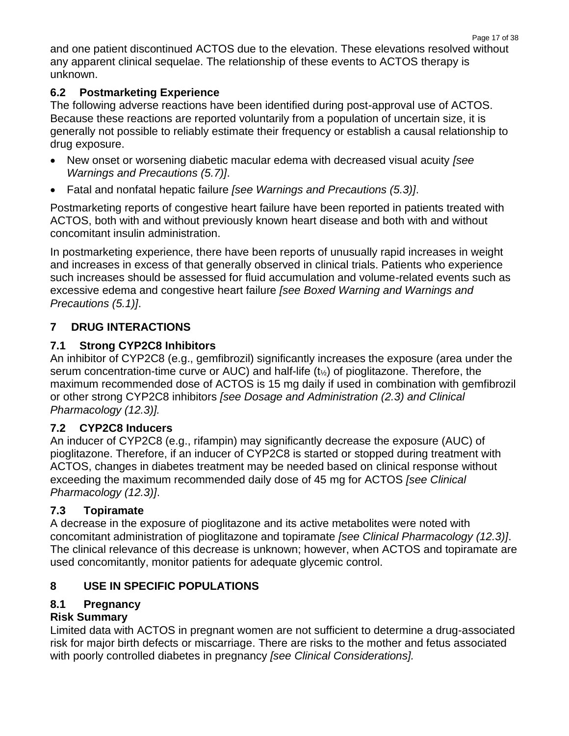and one patient discontinued ACTOS due to the elevation. These elevations resolved without any apparent clinical sequelae. The relationship of these events to ACTOS therapy is unknown.

### 6.2 Postmarketing Experience

The following adverse reactions have been identified during post-approval use of ACTOS. Because these reactions are reported voluntarily from a population of uncertain size, it is generally not possible to reliably estimate their frequency or establish a causal relationship to drug exposure.

- New onset or worsening diabetic macular edema with decreased visual acuity *[see Warnings and Precautions (5.7)]*.
- Fatal and nonfatal hepatic failure *[see Warnings and Precautions (5.3)]*.

Postmarketing reports of congestive heart failure have been reported in patients treated with ACTOS, both with and without previously known heart disease and both with and without concomitant insulin administration.

In postmarketing experience, there have been reports of unusually rapid increases in weight and increases in excess of that generally observed in clinical trials. Patients who experience such increases should be assessed for fluid accumulation and volume-related events such as excessive edema and congestive heart failure *[see Boxed Warning and Warnings and Precautions (5.1)]*.

## 7 DRUG INTERACTIONS

### 7.1 Strong CYP2C8 Inhibitors

An inhibitor of CYP2C8 (e.g., gemfibrozil) significantly increases the exposure (area under the serum concentration-time curve or AUC) and half-life ($t_{½}$) of pioglitazone. Therefore, the maximum recommended dose of ACTOS is 15 mg daily if used in combination with gemfibrozil or other strong CYP2C8 inhibitors *[see Dosage and Administration (2.3) and Clinical Pharmacology (12.3)].*

### 7.2 CYP2C8 Inducers

An inducer of CYP2C8 (e.g., rifampin) may significantly decrease the exposure (AUC) of pioglitazone. Therefore, if an inducer of CYP2C8 is started or stopped during treatment with ACTOS, changes in diabetes treatment may be needed based on clinical response without exceeding the maximum recommended daily dose of 45 mg for ACTOS *[see Clinical Pharmacology (12.3)]*.

### 7.3 Topiramate

A decrease in the exposure of pioglitazone and its active metabolites were noted with concomitant administration of pioglitazone and topiramate *[see Clinical Pharmacology (12.3)]*. The clinical relevance of this decrease is unknown; however, when ACTOS and topiramate are used concomitantly, monitor patients for adequate glycemic control.

## 8 USE IN SPECIFIC POPULATIONS

### 8.1 Pregnancy

**Risk Summary**

Limited data with ACTOS in pregnant women are not sufficient to determine a drug-associated risk for major birth defects or miscarriage. There are risks to the mother and fetus associated with poorly controlled diabetes in pregnancy *[see Clinical Considerations].*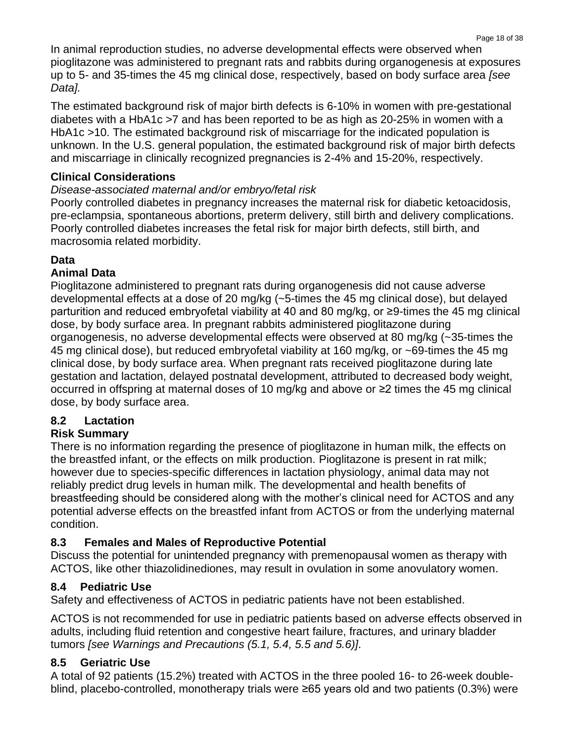In animal reproduction studies, no adverse developmental effects were observed when pioglitazone was administered to pregnant rats and rabbits during organogenesis at exposures up to 5- and 35-times the 45 mg clinical dose, respectively, based on body surface area *[see Data].*

The estimated background risk of major birth defects is 6-10% in women with pre-gestational diabetes with a HbA1c >7 and has been reported to be as high as 20-25% in women with a HbA1c >10. The estimated background risk of miscarriage for the indicated population is unknown. In the U.S. general population, the estimated background risk of major birth defects and miscarriage in clinically recognized pregnancies is 2-4% and 15-20%, respectively.

**Clinical Considerations**

*Disease-associated maternal and/or embryo/fetal risk*

Poorly controlled diabetes in pregnancy increases the maternal risk for diabetic ketoacidosis, pre-eclampsia, spontaneous abortions, preterm delivery, still birth and delivery complications. Poorly controlled diabetes increases the fetal risk for major birth defects, still birth, and macrosomia related morbidity.

**Data**

**Animal Data**

Pioglitazone administered to pregnant rats during organogenesis did not cause adverse developmental effects at a dose of 20 mg/kg (~5-times the 45 mg clinical dose), but delayed parturition and reduced embryofetal viability at 40 and 80 mg/kg, or ≥9-times the 45 mg clinical dose, by body surface area. In pregnant rabbits administered pioglitazone during organogenesis, no adverse developmental effects were observed at 80 mg/kg (~35-times the 45 mg clinical dose), but reduced embryofetal viability at 160 mg/kg, or ~69-times the 45 mg clinical dose, by body surface area. When pregnant rats received pioglitazone during late gestation and lactation, delayed postnatal development, attributed to decreased body weight, occurred in offspring at maternal doses of 10 mg/kg and above or ≥2 times the 45 mg clinical dose, by body surface area.

## 8.2 Lactation

**Risk Summary**

There is no information regarding the presence of pioglitazone in human milk, the effects on the breastfed infant, or the effects on milk production. Pioglitazone is present in rat milk; however due to species-specific differences in lactation physiology, animal data may not reliably predict drug levels in human milk. The developmental and health benefits of breastfeeding should be considered along with the mother's clinical need for ACTOS and any potential adverse effects on the breastfed infant from ACTOS or from the underlying maternal condition.

## 8.3 Females and Males of Reproductive Potential

Discuss the potential for unintended pregnancy with premenopausal women as therapy with ACTOS, like other thiazolidinediones, may result in ovulation in some anovulatory women.

## 8.4 Pediatric Use

Safety and effectiveness of ACTOS in pediatric patients have not been established.

ACTOS is not recommended for use in pediatric patients based on adverse effects observed in adults, including fluid retention and congestive heart failure, fractures, and urinary bladder tumors *[see Warnings and Precautions (5.1, 5.4, 5.5 and 5.6)]*.

## 8.5 Geriatric Use

A total of 92 patients (15.2%) treated with ACTOS in the three pooled 16- to 26-week double-blind, placebo-controlled, monotherapy trials were ≥65 years old and two patients (0.3%) were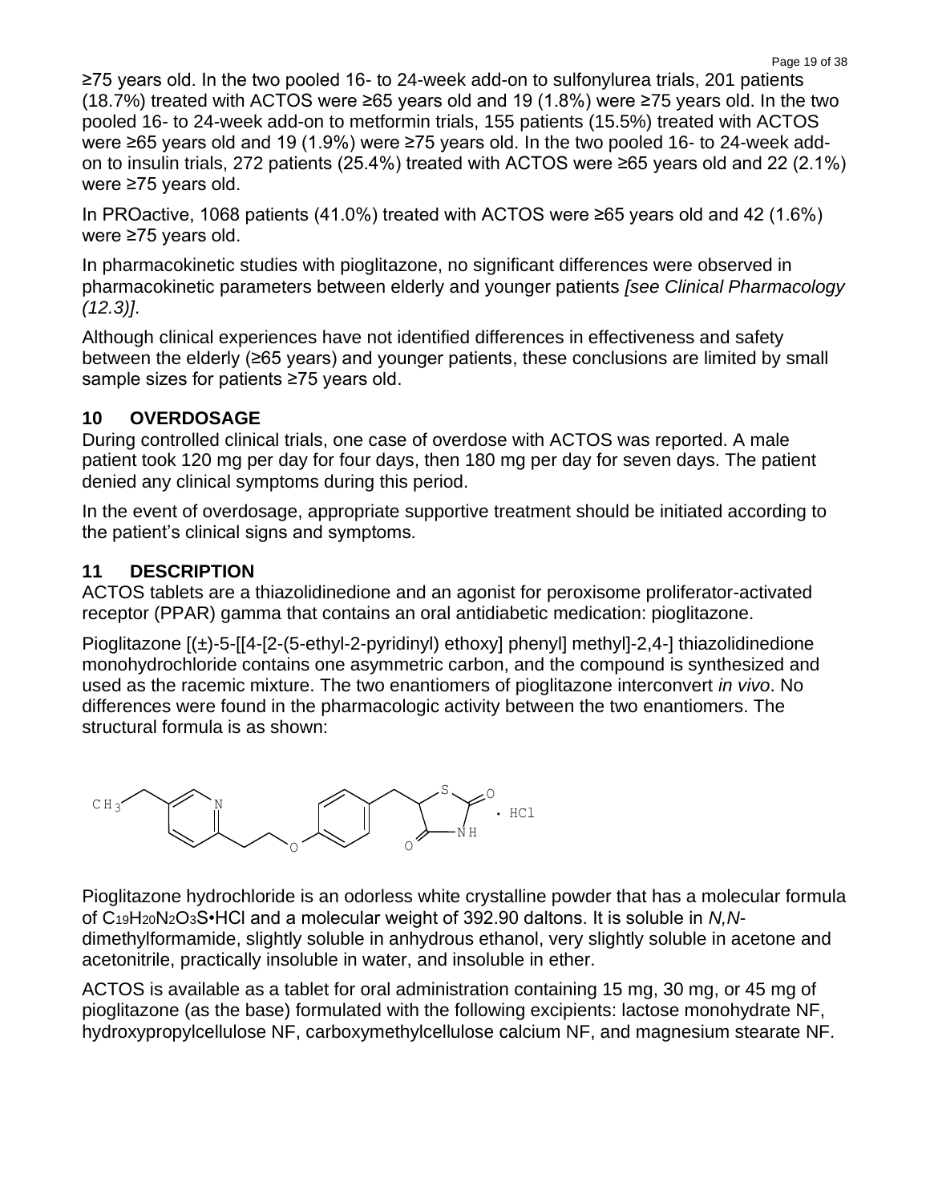≥75 years old. In the two pooled 16- to 24-week add-on to sulfonylurea trials, 201 patients (18.7%) treated with ACTOS were ≥65 years old and 19 (1.8%) were ≥75 years old. In the two pooled 16- to 24-week add-on to metformin trials, 155 patients (15.5%) treated with ACTOS were ≥65 years old and 19 (1.9%) were ≥75 years old. In the two pooled 16- to 24-week add-on to insulin trials, 272 patients (25.4%) treated with ACTOS were ≥65 years old and 22 (2.1%) were ≥75 years old.

In PROactive, 1068 patients (41.0%) treated with ACTOS were ≥65 years old and 42 (1.6%) were ≥75 years old.

In pharmacokinetic studies with pioglitazone, no significant differences were observed in pharmacokinetic parameters between elderly and younger patients *[see Clinical Pharmacology (12.3)]*.

Although clinical experiences have not identified differences in effectiveness and safety between the elderly (≥65 years) and younger patients, these conclusions are limited by small sample sizes for patients ≥75 years old.

## 10 OVERDOSAGE

During controlled clinical trials, one case of overdose with ACTOS was reported. A male patient took 120 mg per day for four days, then 180 mg per day for seven days. The patient denied any clinical symptoms during this period.

In the event of overdosage, appropriate supportive treatment should be initiated according to the patient's clinical signs and symptoms.

## 11 DESCRIPTION

ACTOS tablets are a thiazolidinedione and an agonist for peroxisome proliferator-activated receptor (PPAR) gamma that contains an oral antidiabetic medication: pioglitazone.

Pioglitazone [(±)-5-[[4-[2-(5-ethyl-2-pyridinyl) ethoxy] phenyl] methyl]-2,4-] thiazolidinedione monohydrochloride contains one asymmetric carbon, and the compound is synthesized and used as the racemic mixture. The two enantiomers of pioglitazone interconvert *in vivo*. No differences were found in the pharmacologic activity between the two enantiomers. The structural formula is as shown:

Pioglitazone hydrochloride is an odorless white crystalline powder that has a molecular formula of $C_{19}H_{20}N_2O_3S$•HCl and a molecular weight of 392.90 daltons. It is soluble in *N,N*-dimethylformamide, slightly soluble in anhydrous ethanol, very slightly soluble in acetone and acetonitrile, practically insoluble in water, and insoluble in ether.

ACTOS is available as a tablet for oral administration containing 15 mg, 30 mg, or 45 mg of pioglitazone (as the base) formulated with the following excipients: lactose monohydrate NF, hydroxypropylcellulose NF, carboxymethylcellulose calcium NF, and magnesium stearate NF.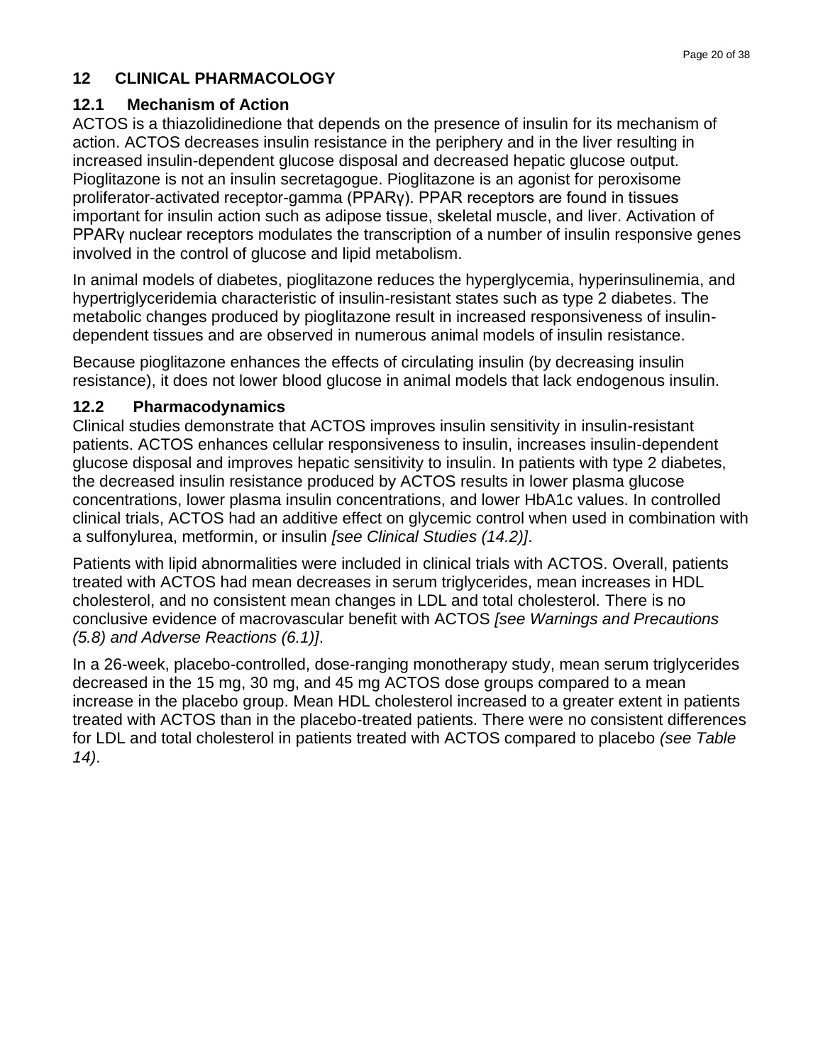## 12 CLINICAL PHARMACOLOGY

### 12.1 Mechanism of Action

ACTOS is a thiazolidinedione that depends on the presence of insulin for its mechanism of action. ACTOS decreases insulin resistance in the periphery and in the liver resulting in increased insulin-dependent glucose disposal and decreased hepatic glucose output. Pioglitazone is not an insulin secretagogue. Pioglitazone is an agonist for peroxisome proliferator-activated receptor-gamma (PPARγ). PPAR receptors are found in tissues important for insulin action such as adipose tissue, skeletal muscle, and liver. Activation of PPARγ nuclear receptors modulates the transcription of a number of insulin responsive genes involved in the control of glucose and lipid metabolism.

In animal models of diabetes, pioglitazone reduces the hyperglycemia, hyperinsulinemia, and hypertriglyceridemia characteristic of insulin-resistant states such as type 2 diabetes. The metabolic changes produced by pioglitazone result in increased responsiveness of insulin-dependent tissues and are observed in numerous animal models of insulin resistance.

Because pioglitazone enhances the effects of circulating insulin (by decreasing insulin resistance), it does not lower blood glucose in animal models that lack endogenous insulin.

### 12.2 Pharmacodynamics

Clinical studies demonstrate that ACTOS improves insulin sensitivity in insulin-resistant patients. ACTOS enhances cellular responsiveness to insulin, increases insulin-dependent glucose disposal and improves hepatic sensitivity to insulin. In patients with type 2 diabetes, the decreased insulin resistance produced by ACTOS results in lower plasma glucose concentrations, lower plasma insulin concentrations, and lower HbA1c values. In controlled clinical trials, ACTOS had an additive effect on glycemic control when used in combination with a sulfonylurea, metformin, or insulin *[see Clinical Studies (14.2)]*.

Patients with lipid abnormalities were included in clinical trials with ACTOS. Overall, patients treated with ACTOS had mean decreases in serum triglycerides, mean increases in HDL cholesterol, and no consistent mean changes in LDL and total cholesterol. There is no conclusive evidence of macrovascular benefit with ACTOS *[see Warnings and Precautions (5.8) and Adverse Reactions (6.1)]*.

In a 26-week, placebo-controlled, dose-ranging monotherapy study, mean serum triglycerides decreased in the 15 mg, 30 mg, and 45 mg ACTOS dose groups compared to a mean increase in the placebo group. Mean HDL cholesterol increased to a greater extent in patients treated with ACTOS than in the placebo-treated patients. There were no consistent differences for LDL and total cholesterol in patients treated with ACTOS compared to placebo *(see Table 14)*.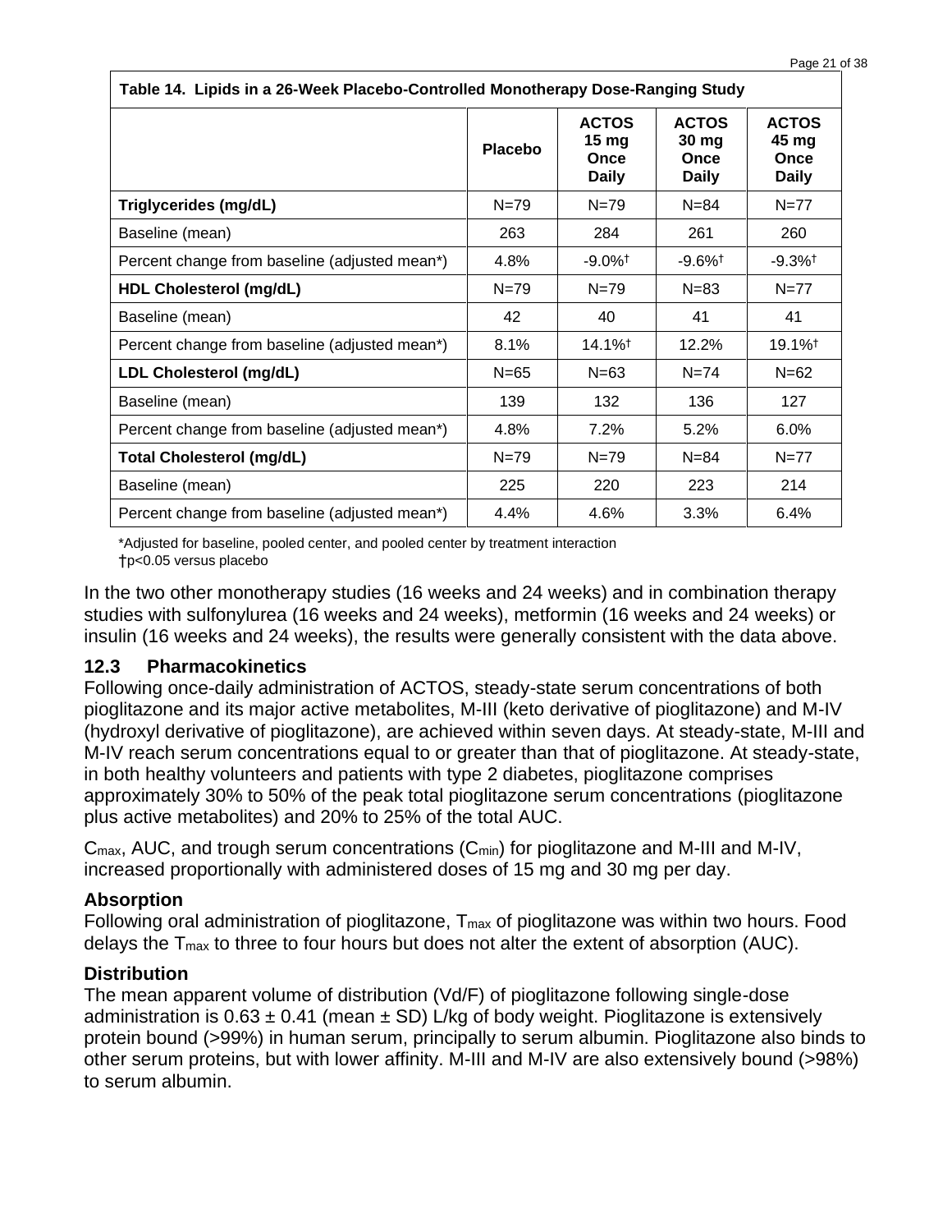| Table 14. Lipids in a 26-Week Placebo-Controlled Monotherapy Dose-Ranging Study | | | | |
|---|---|---|---|---|
| | **Placebo** | **ACTOS 15 mg Once Daily** | **ACTOS 30 mg Once Daily** | **ACTOS 45 mg Once Daily** |
| **Triglycerides (mg/dL)** | N=79 | N=79 | N=84 | N=77 |
| Baseline (mean) | 263 | 284 | 261 | 260 |
| Percent change from baseline (adjusted mean*) | 4.8% | -9.0%† | -9.6%† | -9.3%† |
| **HDL Cholesterol (mg/dL)** | N=79 | N=79 | N=83 | N=77 |
| Baseline (mean) | 42 | 40 | 41 | 41 |
| Percent change from baseline (adjusted mean*) | 8.1% | 14.1%† | 12.2% | 19.1%† |
| **LDL Cholesterol (mg/dL)** | N=65 | N=63 | N=74 | N=62 |
| Baseline (mean) | 139 | 132 | 136 | 127 |
| Percent change from baseline (adjusted mean*) | 4.8% | 7.2% | 5.2% | 6.0% |
| **Total Cholesterol (mg/dL)** | N=79 | N=79 | N=84 | N=77 |
| Baseline (mean) | 225 | 220 | 223 | 214 |
| Percent change from baseline (adjusted mean*) | 4.4% | 4.6% | 3.3% | 6.4% |

*Adjusted for baseline, pooled center, and pooled center by treatment interaction
†p<0.05 versus placebo

In the two other monotherapy studies (16 weeks and 24 weeks) and in combination therapy studies with sulfonylurea (16 weeks and 24 weeks), metformin (16 weeks and 24 weeks) or insulin (16 weeks and 24 weeks), the results were generally consistent with the data above.

## 12.3 Pharmacokinetics

Following once-daily administration of ACTOS, steady-state serum concentrations of both pioglitazone and its major active metabolites, M-III (keto derivative of pioglitazone) and M-IV (hydroxyl derivative of pioglitazone), are achieved within seven days. At steady-state, M-III and M-IV reach serum concentrations equal to or greater than that of pioglitazone. At steady-state, in both healthy volunteers and patients with type 2 diabetes, pioglitazone comprises approximately 30% to 50% of the peak total pioglitazone serum concentrations (pioglitazone plus active metabolites) and 20% to 25% of the total AUC.

$C_{max}$, AUC, and trough serum concentrations ($C_{min}$) for pioglitazone and M-III and M-IV, increased proportionally with administered doses of 15 mg and 30 mg per day.

### Absorption

Following oral administration of pioglitazone, $T_{max}$ of pioglitazone was within two hours. Food delays the $T_{max}$ to three to four hours but does not alter the extent of absorption (AUC).

### Distribution

The mean apparent volume of distribution (Vd/F) of pioglitazone following single-dose administration is $0.63 \pm 0.41$ (mean ± SD) L/kg of body weight. Pioglitazone is extensively protein bound (>99%) in human serum, principally to serum albumin. Pioglitazone also binds to other serum proteins, but with lower affinity. M-III and M-IV are also extensively bound (>98%) to serum albumin.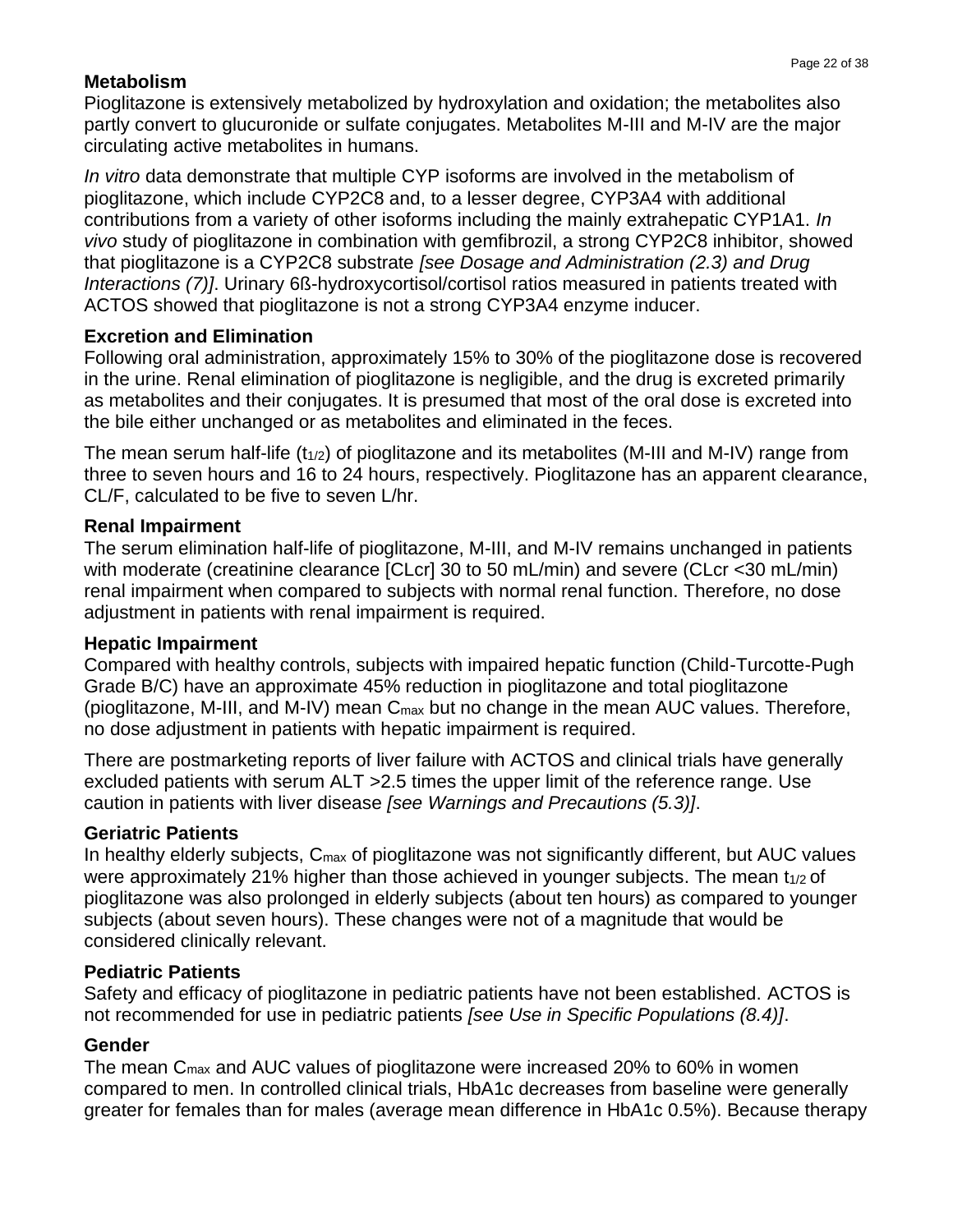**Metabolism**

Pioglitazone is extensively metabolized by hydroxylation and oxidation; the metabolites also partly convert to glucuronide or sulfate conjugates. Metabolites M-III and M-IV are the major circulating active metabolites in humans.

*In vitro* data demonstrate that multiple CYP isoforms are involved in the metabolism of pioglitazone, which include CYP2C8 and, to a lesser degree, CYP3A4 with additional contributions from a variety of other isoforms including the mainly extrahepatic CYP1A1. *In vivo* study of pioglitazone in combination with gemfibrozil, a strong CYP2C8 inhibitor, showed that pioglitazone is a CYP2C8 substrate *[see Dosage and Administration (2.3) and Drug Interactions (7)]*. Urinary 6ß-hydroxycortisol/cortisol ratios measured in patients treated with ACTOS showed that pioglitazone is not a strong CYP3A4 enzyme inducer.

**Excretion and Elimination**

Following oral administration, approximately 15% to 30% of the pioglitazone dose is recovered in the urine. Renal elimination of pioglitazone is negligible, and the drug is excreted primarily as metabolites and their conjugates. It is presumed that most of the oral dose is excreted into the bile either unchanged or as metabolites and eliminated in the feces.

The mean serum half-life ($t_{1/2}$) of pioglitazone and its metabolites (M-III and M-IV) range from three to seven hours and 16 to 24 hours, respectively. Pioglitazone has an apparent clearance, CL/F, calculated to be five to seven L/hr.

**Renal Impairment**

The serum elimination half-life of pioglitazone, M-III, and M-IV remains unchanged in patients with moderate (creatinine clearance [CLcr] 30 to 50 mL/min) and severe (CLcr <30 mL/min) renal impairment when compared to subjects with normal renal function. Therefore, no dose adjustment in patients with renal impairment is required.

**Hepatic Impairment**

Compared with healthy controls, subjects with impaired hepatic function (Child-Turcotte-Pugh Grade B/C) have an approximate 45% reduction in pioglitazone and total pioglitazone (pioglitazone, M-III, and M-IV) mean $C_{max}$ but no change in the mean AUC values. Therefore, no dose adjustment in patients with hepatic impairment is required.

There are postmarketing reports of liver failure with ACTOS and clinical trials have generally excluded patients with serum ALT >2.5 times the upper limit of the reference range. Use caution in patients with liver disease *[see Warnings and Precautions (5.3)]*.

**Geriatric Patients**

In healthy elderly subjects, $C_{max}$ of pioglitazone was not significantly different, but AUC values were approximately 21% higher than those achieved in younger subjects. The mean $t_{1/2}$ of pioglitazone was also prolonged in elderly subjects (about ten hours) as compared to younger subjects (about seven hours). These changes were not of a magnitude that would be considered clinically relevant.

**Pediatric Patients**

Safety and efficacy of pioglitazone in pediatric patients have not been established. ACTOS is not recommended for use in pediatric patients *[see Use in Specific Populations (8.4)]*.

**Gender**

The mean $C_{max}$ and AUC values of pioglitazone were increased 20% to 60% in women compared to men. In controlled clinical trials, HbA1c decreases from baseline were generally greater for females than for males (average mean difference in HbA1c 0.5%). Because therapy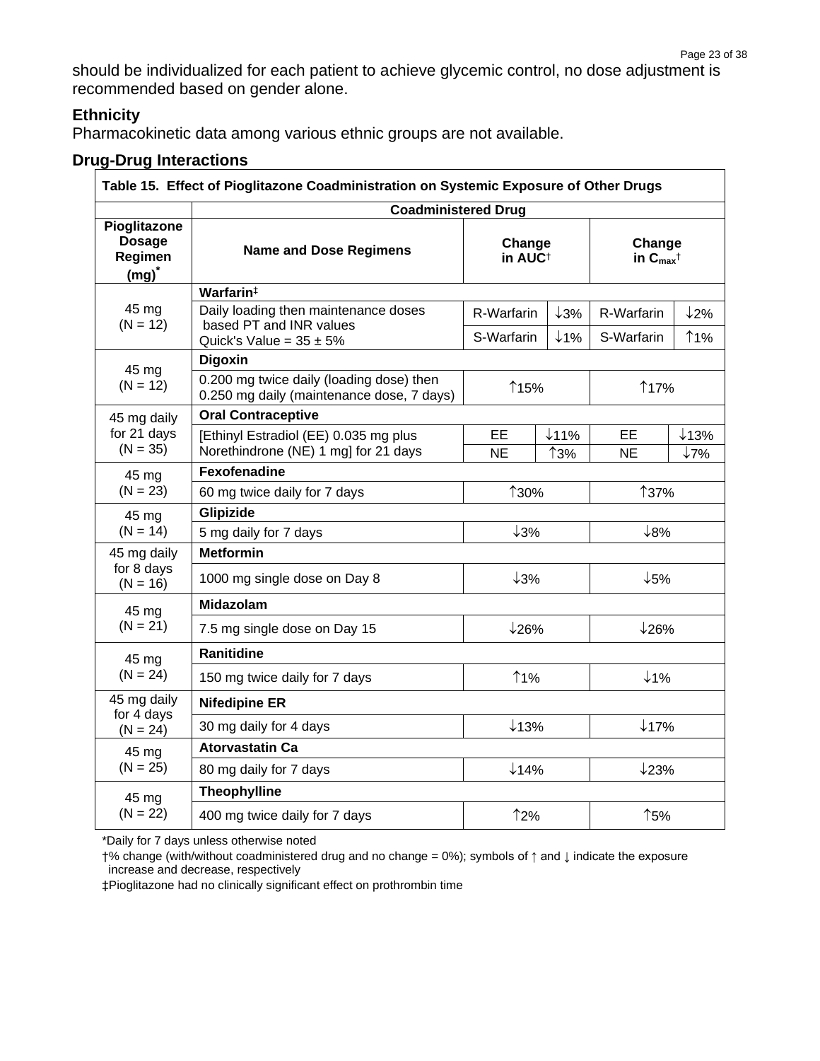should be individualized for each patient to achieve glycemic control, no dose adjustment is recommended based on gender alone.

### Ethnicity

Pharmacokinetic data among various ethnic groups are not available.

### Drug-Drug Interactions

**Table 15. Effect of Pioglitazone Coadministration on Systemic Exposure of Other Drugs**

| | Coadministered Drug | | | | |
|---|---|---|---|---|---|
| **Pioglitazone Dosage Regimen (mg)*** | **Name and Dose Regimens** | **Change in AUC†** | | **Change in $C_{max}$†** | |
| 45 mg (N = 12) | **Warfarin‡** | | | | |
| | Daily loading then maintenance doses based PT and INR values Quick's Value = 35 ± 5% | R-Warfarin | ↓3% | R-Warfarin | ↓2% |
| | | S-Warfarin | ↓1% | S-Warfarin | ↑1% |
| 45 mg (N = 12) | **Digoxin** | | | | |
| | 0.200 mg twice daily (loading dose) then 0.250 mg daily (maintenance dose, 7 days) | ↑15% | | ↑17% | |
| 45 mg daily for 21 days (N = 35) | **Oral Contraceptive** | | | | |
| | [Ethinyl Estradiol (EE) 0.035 mg plus Norethindrone (NE) 1 mg] for 21 days | EE | ↓11% | EE | ↓13% |
| | | NE | ↑3% | NE | ↓7% |
| 45 mg (N = 23) | **Fexofenadine** | | | | |
| | 60 mg twice daily for 7 days | ↑30% | | ↑37% | |
| 45 mg (N = 14) | **Glipizide** | | | | |
| | 5 mg daily for 7 days | ↓3% | | ↓8% | |
| 45 mg daily for 8 days (N = 16) | **Metformin** | | | | |
| | 1000 mg single dose on Day 8 | ↓3% | | ↓5% | |
| 45 mg (N = 21) | **Midazolam** | | | | |
| | 7.5 mg single dose on Day 15 | ↓26% | | ↓26% | |
| 45 mg (N = 24) | **Ranitidine** | | | | |
| | 150 mg twice daily for 7 days | ↑1% | | ↓1% | |
| 45 mg daily for 4 days (N = 24) | **Nifedipine ER** | | | | |
| | 30 mg daily for 4 days | ↓13% | | ↓17% | |
| 45 mg (N = 25) | **Atorvastatin Ca** | | | | |
| | 80 mg daily for 7 days | ↓14% | | ↓23% | |
| 45 mg (N = 22) | **Theophylline** | | | | |
| | 400 mg twice daily for 7 days | ↑2% | | ↑5% | |

*Daily for 7 days unless otherwise noted

†% change (with/without coadministered drug and no change = 0%); symbols of ↑ and ↓ indicate the exposure increase and decrease, respectively

‡Pioglitazone had no clinically significant effect on prothrombin time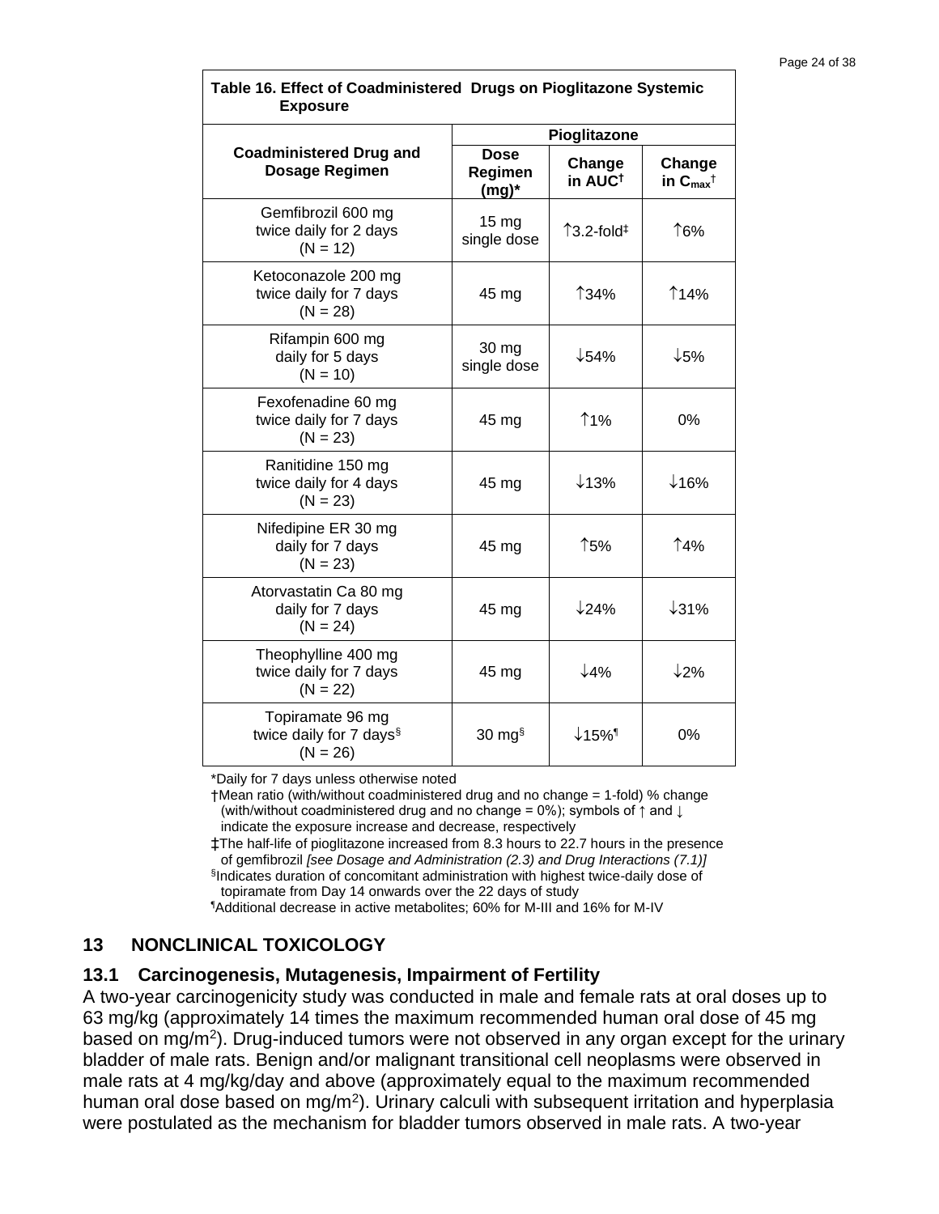**Table 16. Effect of Coadministered Drugs on Pioglitazone Systemic Exposure**

| Coadministered Drug and Dosage Regimen | Pioglitazone | | |
|---|---|---|---|
| | Dose Regimen (mg)* | Change in AUC† | Change in $C_{max}$† |
| Gemfibrozil 600 mg twice daily for 2 days (N = 12) | 15 mg single dose | ↑3.2-fold‡ | ↑6% |
| Ketoconazole 200 mg twice daily for 7 days (N = 28) | 45 mg | ↑34% | ↑14% |
| Rifampin 600 mg daily for 5 days (N = 10) | 30 mg single dose | ↓54% | ↓5% |
| Fexofenadine 60 mg twice daily for 7 days (N = 23) | 45 mg | ↑1% | 0% |
| Ranitidine 150 mg twice daily for 4 days (N = 23) | 45 mg | ↓13% | ↓16% |
| Nifedipine ER 30 mg daily for 7 days (N = 23) | 45 mg | ↑5% | ↑4% |
| Atorvastatin Ca 80 mg daily for 7 days (N = 24) | 45 mg | ↓24% | ↓31% |
| Theophylline 400 mg twice daily for 7 days (N = 22) | 45 mg | ↓4% | ↓2% |
| Topiramate 96 mg twice daily for 7 days§ (N = 26) | 30 mg§ | ↓15%¶ | 0% |

*Daily for 7 days unless otherwise noted

†Mean ratio (with/without coadministered drug and no change = 1-fold) % change (with/without coadministered drug and no change = 0%); symbols of ↑ and ↓ indicate the exposure increase and decrease, respectively

‡The half-life of pioglitazone increased from 8.3 hours to 22.7 hours in the presence of gemfibrozil *[see Dosage and Administration (2.3) and Drug Interactions (7.1)]*

§Indicates duration of concomitant administration with highest twice-daily dose of topiramate from Day 14 onwards over the 22 days of study

¶Additional decrease in active metabolites; 60% for M-III and 16% for M-IV

## 13 NONCLINICAL TOXICOLOGY

### 13.1 Carcinogenesis, Mutagenesis, Impairment of Fertility

A two-year carcinogenicity study was conducted in male and female rats at oral doses up to 63 mg/kg (approximately 14 times the maximum recommended human oral dose of 45 mg based on mg/m$^2$). Drug-induced tumors were not observed in any organ except for the urinary bladder of male rats. Benign and/or malignant transitional cell neoplasms were observed in male rats at 4 mg/kg/day and above (approximately equal to the maximum recommended human oral dose based on mg/m$^2$). Urinary calculi with subsequent irritation and hyperplasia were postulated as the mechanism for bladder tumors observed in male rats. A two-year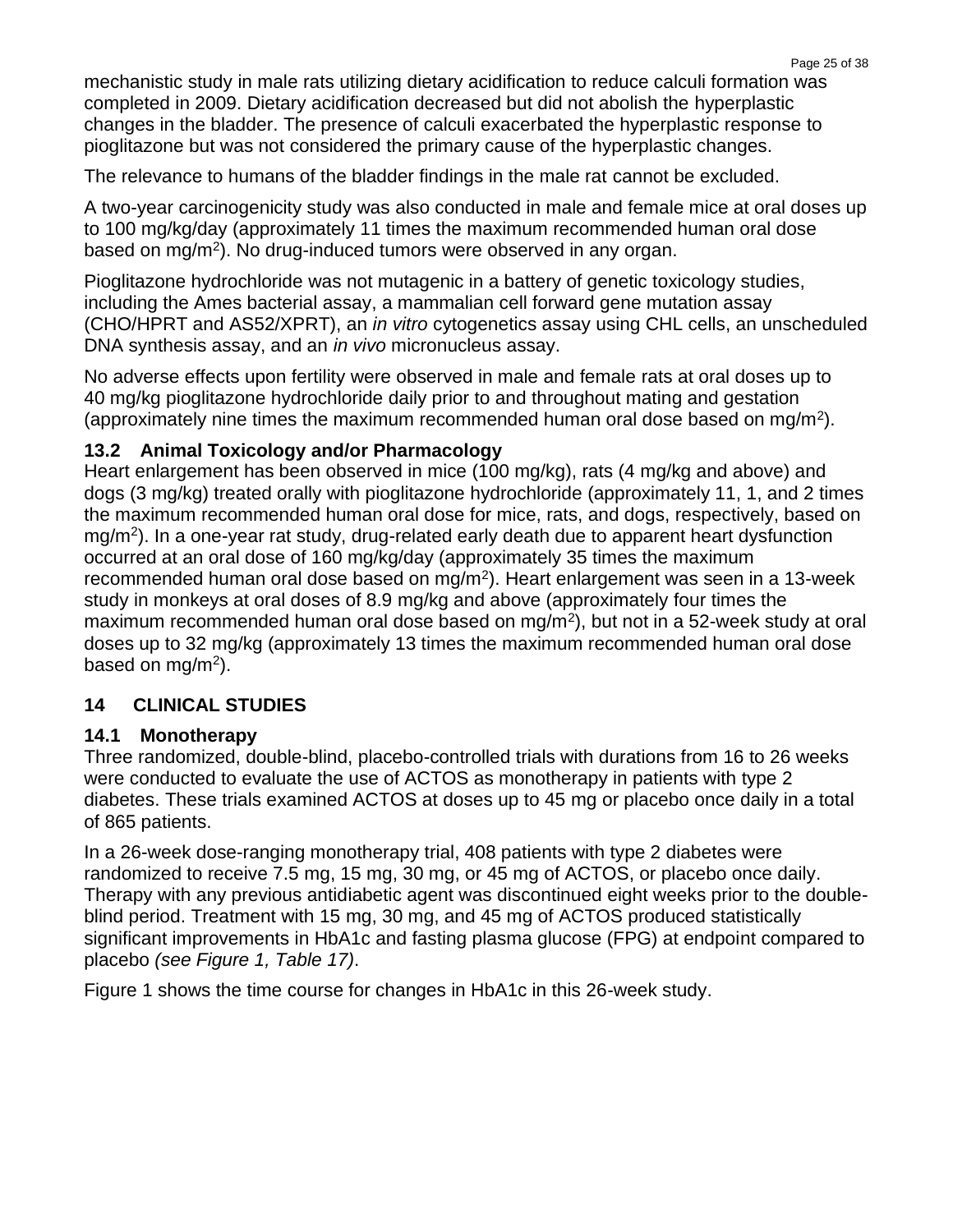mechanistic study in male rats utilizing dietary acidification to reduce calculi formation was completed in 2009. Dietary acidification decreased but did not abolish the hyperplastic changes in the bladder. The presence of calculi exacerbated the hyperplastic response to pioglitazone but was not considered the primary cause of the hyperplastic changes.

The relevance to humans of the bladder findings in the male rat cannot be excluded.

A two-year carcinogenicity study was also conducted in male and female mice at oral doses up to 100 mg/kg/day (approximately 11 times the maximum recommended human oral dose based on mg/m$^2$). No drug-induced tumors were observed in any organ.

Pioglitazone hydrochloride was not mutagenic in a battery of genetic toxicology studies, including the Ames bacterial assay, a mammalian cell forward gene mutation assay (CHO/HPRT and AS52/XPRT), an *in vitro* cytogenetics assay using CHL cells, an unscheduled DNA synthesis assay, and an *in vivo* micronucleus assay.

No adverse effects upon fertility were observed in male and female rats at oral doses up to 40 mg/kg pioglitazone hydrochloride daily prior to and throughout mating and gestation (approximately nine times the maximum recommended human oral dose based on mg/m$^2$).

### 13.2 Animal Toxicology and/or Pharmacology

Heart enlargement has been observed in mice (100 mg/kg), rats (4 mg/kg and above) and dogs (3 mg/kg) treated orally with pioglitazone hydrochloride (approximately 11, 1, and 2 times the maximum recommended human oral dose for mice, rats, and dogs, respectively, based on mg/m$^2$). In a one-year rat study, drug-related early death due to apparent heart dysfunction occurred at an oral dose of 160 mg/kg/day (approximately 35 times the maximum recommended human oral dose based on mg/m$^2$). Heart enlargement was seen in a 13-week study in monkeys at oral doses of 8.9 mg/kg and above (approximately four times the maximum recommended human oral dose based on mg/m$^2$), but not in a 52-week study at oral doses up to 32 mg/kg (approximately 13 times the maximum recommended human oral dose based on mg/m$^2$).

## 14 CLINICAL STUDIES

### 14.1 Monotherapy

Three randomized, double-blind, placebo-controlled trials with durations from 16 to 26 weeks were conducted to evaluate the use of ACTOS as monotherapy in patients with type 2 diabetes. These trials examined ACTOS at doses up to 45 mg or placebo once daily in a total of 865 patients.

In a 26-week dose-ranging monotherapy trial, 408 patients with type 2 diabetes were randomized to receive 7.5 mg, 15 mg, 30 mg, or 45 mg of ACTOS, or placebo once daily. Therapy with any previous antidiabetic agent was discontinued eight weeks prior to the double-blind period. Treatment with 15 mg, 30 mg, and 45 mg of ACTOS produced statistically significant improvements in HbA1c and fasting plasma glucose (FPG) at endpoint compared to placebo *(see Figure 1, Table 17)*.

Figure 1 shows the time course for changes in HbA1c in this 26-week study.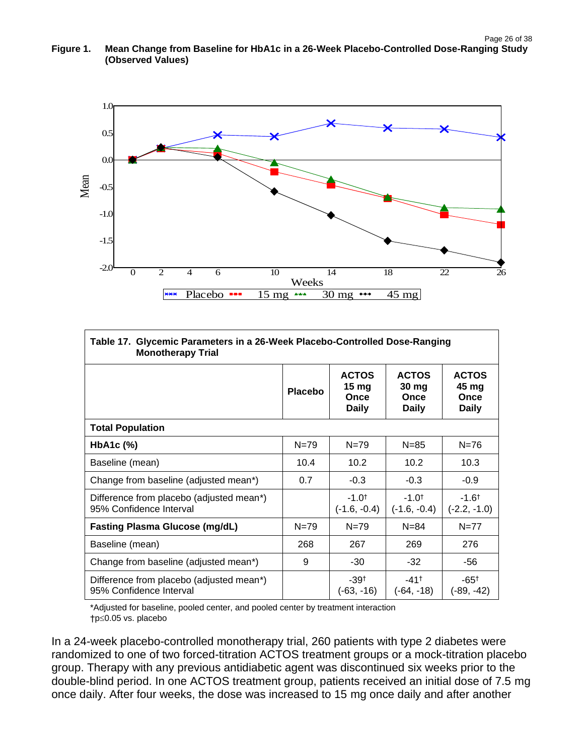**Figure 1. Mean Change from Baseline for HbA1c in a 26-Week Placebo-Controlled Dose-Ranging Study (Observed Values)**

**Table 17. Glycemic Parameters in a 26-Week Placebo-Controlled Dose-Ranging Monotherapy Trial**

| | Placebo | ACTOS 15 mg Once Daily | ACTOS 30 mg Once Daily | ACTOS 45 mg Once Daily |
|---|---|---|---|---|
| **Total Population** | | | | |
| **HbA1c (%)** | N=79 | N=79 | N=85 | N=76 |
| Baseline (mean) | 10.4 | 10.2 | 10.2 | 10.3 |
| Change from baseline (adjusted mean*) | 0.7 | -0.3 | -0.3 | -0.9 |
| Difference from placebo (adjusted mean*) 95% Confidence Interval | | -1.0† (-1.6, -0.4) | -1.0† (-1.6, -0.4) | -1.6† (-2.2, -1.0) |
| **Fasting Plasma Glucose (mg/dL)** | N=79 | N=79 | N=84 | N=77 |
| Baseline (mean) | 268 | 267 | 269 | 276 |
| Change from baseline (adjusted mean*) | 9 | -30 | -32 | -56 |
| Difference from placebo (adjusted mean*) 95% Confidence Interval | | -39† (-63, -16) | -41† (-64, -18) | -65† (-89, -42) |

*Adjusted for baseline, pooled center, and pooled center by treatment interaction
†$p \leq 0.05$ vs. placebo

In a 24-week placebo-controlled monotherapy trial, 260 patients with type 2 diabetes were randomized to one of two forced-titration ACTOS treatment groups or a mock-titration placebo group. Therapy with any previous antidiabetic agent was discontinued six weeks prior to the double-blind period. In one ACTOS treatment group, patients received an initial dose of 7.5 mg once daily. After four weeks, the dose was increased to 15 mg once daily and after another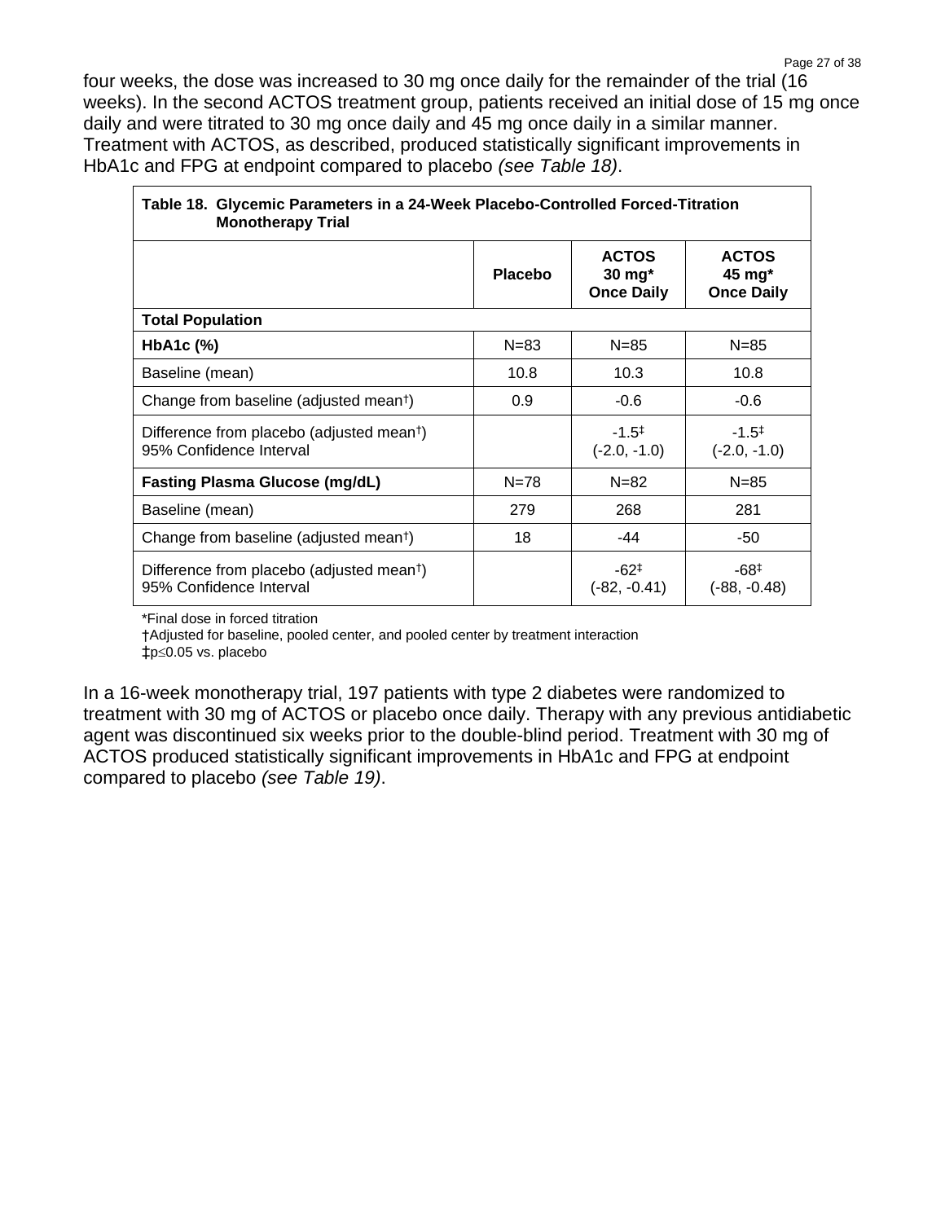four weeks, the dose was increased to 30 mg once daily for the remainder of the trial (16 weeks). In the second ACTOS treatment group, patients received an initial dose of 15 mg once daily and were titrated to 30 mg once daily and 45 mg once daily in a similar manner. Treatment with ACTOS, as described, produced statistically significant improvements in HbA1c and FPG at endpoint compared to placebo *(see Table 18)*.

**Table 18. Glycemic Parameters in a 24-Week Placebo-Controlled Forced-Titration Monotherapy Trial**

| | Placebo | ACTOS 30 mg* Once Daily | ACTOS 45 mg* Once Daily |
|---|---|---|---|
| **Total Population** | | | |
| **HbA1c (%)** | N=83 | N=85 | N=85 |
| Baseline (mean) | 10.8 | 10.3 | 10.8 |
| Change from baseline (adjusted mean†) | 0.9 | -0.6 | -0.6 |
| Difference from placebo (adjusted mean†) 95% Confidence Interval | | -1.5‡ (-2.0, -1.0) | -1.5‡ (-2.0, -1.0) |
| **Fasting Plasma Glucose (mg/dL)** | N=78 | N=82 | N=85 |
| Baseline (mean) | 279 | 268 | 281 |
| Change from baseline (adjusted mean†) | 18 | -44 | -50 |
| Difference from placebo (adjusted mean†) 95% Confidence Interval | | -62‡ (-82, -0.41) | -68‡ (-88, -0.48) |

*Final dose in forced titration
†Adjusted for baseline, pooled center, and pooled center by treatment interaction
‡$p \leq 0.05$ vs. placebo

In a 16-week monotherapy trial, 197 patients with type 2 diabetes were randomized to treatment with 30 mg of ACTOS or placebo once daily. Therapy with any previous antidiabetic agent was discontinued six weeks prior to the double-blind period. Treatment with 30 mg of ACTOS produced statistically significant improvements in HbA1c and FPG at endpoint compared to placebo *(see Table 19)*.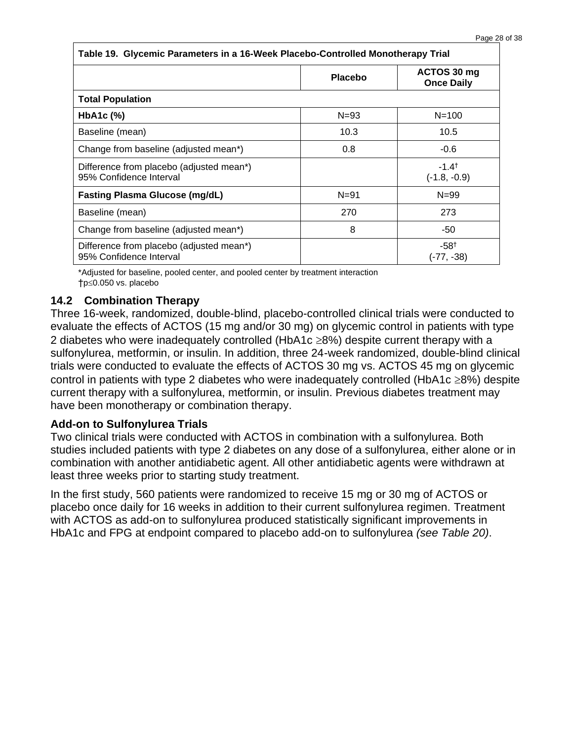| Table 19. Glycemic Parameters in a 16-Week Placebo-Controlled Monotherapy Trial | | |
|---|---|---|
| | **Placebo** | **ACTOS 30 mg Once Daily** |
| **Total Population** | | |
| **HbA1c (%)** | N=93 | N=100 |
| Baseline (mean) | 10.3 | 10.5 |
| Change from baseline (adjusted mean*) | 0.8 | -0.6 |
| Difference from placebo (adjusted mean*)<br>95% Confidence Interval | | -1.4†<br>(-1.8, -0.9) |
| **Fasting Plasma Glucose (mg/dL)** | N=91 | N=99 |
| Baseline (mean) | 270 | 273 |
| Change from baseline (adjusted mean*) | 8 | -50 |
| Difference from placebo (adjusted mean*)<br>95% Confidence Interval | | -58†<br>(-77, -38) |

*Adjusted for baseline, pooled center, and pooled center by treatment interaction
†$p \leq 0.050$ vs. placebo

## 14.2 Combination Therapy

Three 16-week, randomized, double-blind, placebo-controlled clinical trials were conducted to evaluate the effects of ACTOS (15 mg and/or 30 mg) on glycemic control in patients with type 2 diabetes who were inadequately controlled (HbA1c ≥8%) despite current therapy with a sulfonylurea, metformin, or insulin. In addition, three 24-week randomized, double-blind clinical trials were conducted to evaluate the effects of ACTOS 30 mg vs. ACTOS 45 mg on glycemic control in patients with type 2 diabetes who were inadequately controlled (HbA1c ≥8%) despite current therapy with a sulfonylurea, metformin, or insulin. Previous diabetes treatment may have been monotherapy or combination therapy.

### Add-on to Sulfonylurea Trials

Two clinical trials were conducted with ACTOS in combination with a sulfonylurea. Both studies included patients with type 2 diabetes on any dose of a sulfonylurea, either alone or in combination with another antidiabetic agent. All other antidiabetic agents were withdrawn at least three weeks prior to starting study treatment.

In the first study, 560 patients were randomized to receive 15 mg or 30 mg of ACTOS or placebo once daily for 16 weeks in addition to their current sulfonylurea regimen. Treatment with ACTOS as add-on to sulfonylurea produced statistically significant improvements in HbA1c and FPG at endpoint compared to placebo add-on to sulfonylurea *(see Table 20)*.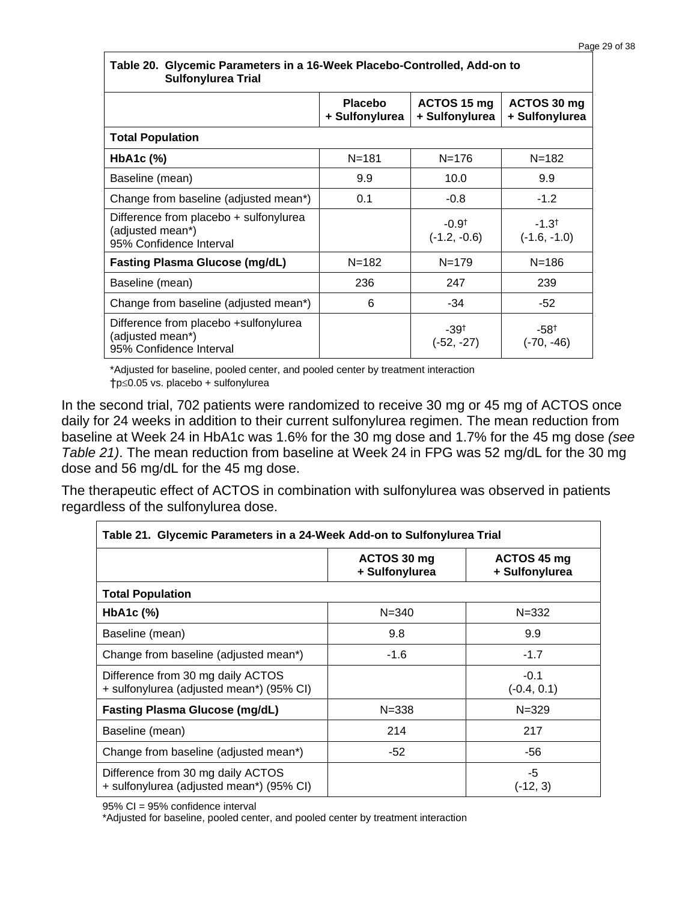| Table 20. Glycemic Parameters in a 16-Week Placebo-Controlled, Add-on to Sulfonylurea Trial | | | |
|---|---|---|---|
| | Placebo + Sulfonylurea | ACTOS 15 mg + Sulfonylurea | ACTOS 30 mg + Sulfonylurea |
| **Total Population** | | | |
| **HbA1c (%)** | N=181 | N=176 | N=182 |
| Baseline (mean) | 9.9 | 10.0 | 9.9 |
| Change from baseline (adjusted mean*) | 0.1 | -0.8 | -1.2 |
| Difference from placebo + sulfonylurea (adjusted mean*) 95% Confidence Interval | | -0.9† (-1.2, -0.6) | -1.3† (-1.6, -1.0) |
| **Fasting Plasma Glucose (mg/dL)** | N=182 | N=179 | N=186 |
| Baseline (mean) | 236 | 247 | 239 |
| Change from baseline (adjusted mean*) | 6 | -34 | -52 |
| Difference from placebo +sulfonylurea (adjusted mean*) 95% Confidence Interval | | -39† (-52, -27) | -58† (-70, -46) |

*Adjusted for baseline, pooled center, and pooled center by treatment interaction
†$p \leq 0.05$ vs. placebo + sulfonylurea

In the second trial, 702 patients were randomized to receive 30 mg or 45 mg of ACTOS once daily for 24 weeks in addition to their current sulfonylurea regimen. The mean reduction from baseline at Week 24 in HbA1c was 1.6% for the 30 mg dose and 1.7% for the 45 mg dose *(see Table 21)*. The mean reduction from baseline at Week 24 in FPG was 52 mg/dL for the 30 mg dose and 56 mg/dL for the 45 mg dose.

The therapeutic effect of ACTOS in combination with sulfonylurea was observed in patients regardless of the sulfonylurea dose.

| Table 21. Glycemic Parameters in a 24-Week Add-on to Sulfonylurea Trial | | |
|---|---|---|
| | ACTOS 30 mg + Sulfonylurea | ACTOS 45 mg + Sulfonylurea |
| **Total Population** | | |
| **HbA1c (%)** | N=340 | N=332 |
| Baseline (mean) | 9.8 | 9.9 |
| Change from baseline (adjusted mean*) | -1.6 | -1.7 |
| Difference from 30 mg daily ACTOS + sulfonylurea (adjusted mean*) (95% CI) | | -0.1 (-0.4, 0.1) |
| **Fasting Plasma Glucose (mg/dL)** | N=338 | N=329 |
| Baseline (mean) | 214 | 217 |
| Change from baseline (adjusted mean*) | -52 | -56 |
| Difference from 30 mg daily ACTOS + sulfonylurea (adjusted mean*) (95% CI) | | -5 (-12, 3) |

95% CI = 95% confidence interval
*Adjusted for baseline, pooled center, and pooled center by treatment interaction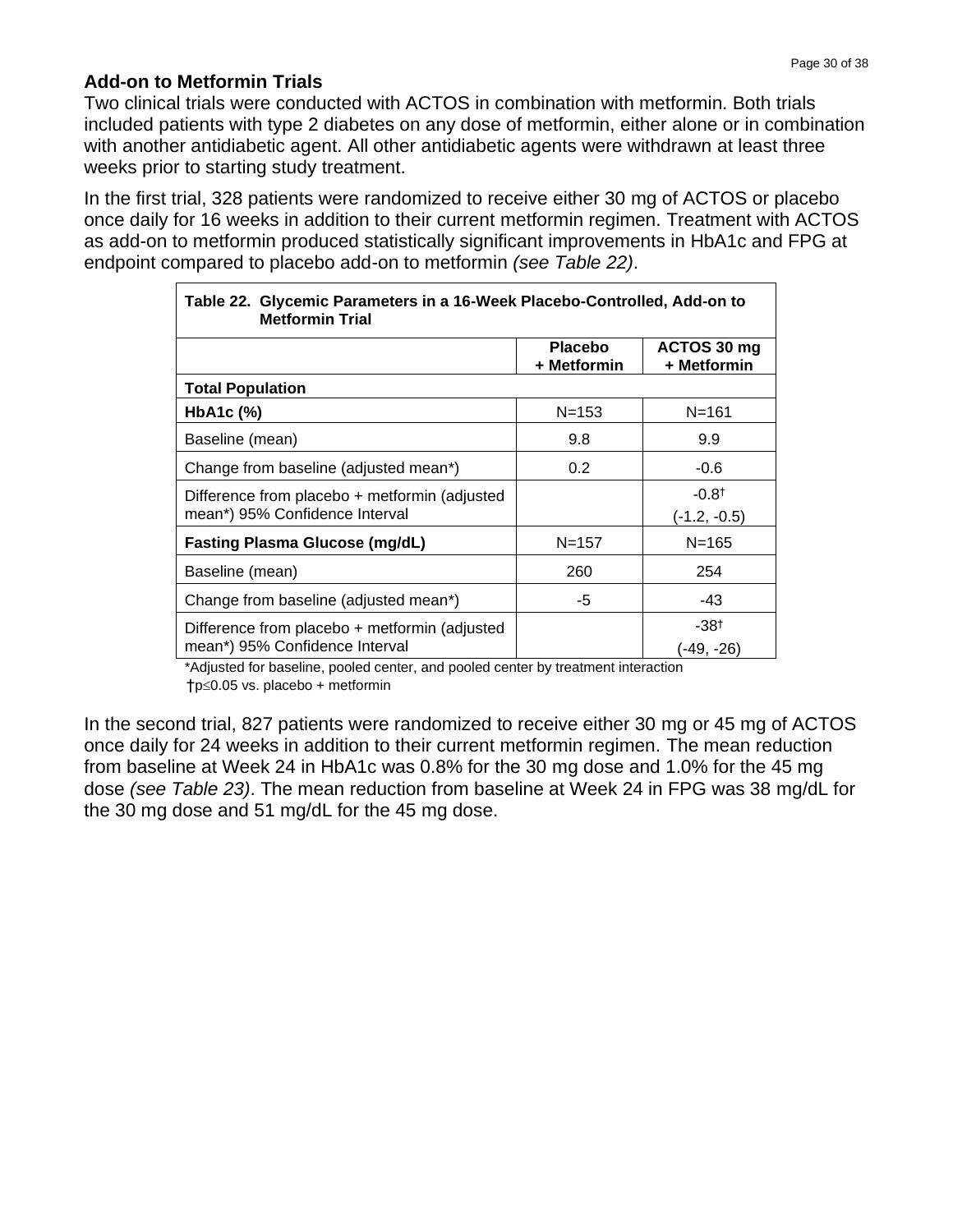### Add-on to Metformin Trials

Two clinical trials were conducted with ACTOS in combination with metformin. Both trials included patients with type 2 diabetes on any dose of metformin, either alone or in combination with another antidiabetic agent. All other antidiabetic agents were withdrawn at least three weeks prior to starting study treatment.

In the first trial, 328 patients were randomized to receive either 30 mg of ACTOS or placebo once daily for 16 weeks in addition to their current metformin regimen. Treatment with ACTOS as add-on to metformin produced statistically significant improvements in HbA1c and FPG at endpoint compared to placebo add-on to metformin *(see Table 22)*.

**Table 22. Glycemic Parameters in a 16-Week Placebo-Controlled, Add-on to Metformin Trial**

| | Placebo + Metformin | ACTOS 30 mg + Metformin |
|---|---|---|
| **Total Population** | | |
| **HbA1c (%)** | N=153 | N=161 |
| Baseline (mean) | 9.8 | 9.9 |
| Change from baseline (adjusted mean*) | 0.2 | -0.6 |
| Difference from placebo + metformin (adjusted mean*) 95% Confidence Interval | | -0.8† (-1.2, -0.5) |
| **Fasting Plasma Glucose (mg/dL)** | N=157 | N=165 |
| Baseline (mean) | 260 | 254 |
| Change from baseline (adjusted mean*) | -5 | -43 |
| Difference from placebo + metformin (adjusted mean*) 95% Confidence Interval | | -38† (-49, -26) |

*Adjusted for baseline, pooled center, and pooled center by treatment interaction

†$p \leq 0.05$ vs. placebo + metformin

In the second trial, 827 patients were randomized to receive either 30 mg or 45 mg of ACTOS once daily for 24 weeks in addition to their current metformin regimen. The mean reduction from baseline at Week 24 in HbA1c was 0.8% for the 30 mg dose and 1.0% for the 45 mg dose *(see Table 23)*. The mean reduction from baseline at Week 24 in FPG was 38 mg/dL for the 30 mg dose and 51 mg/dL for the 45 mg dose.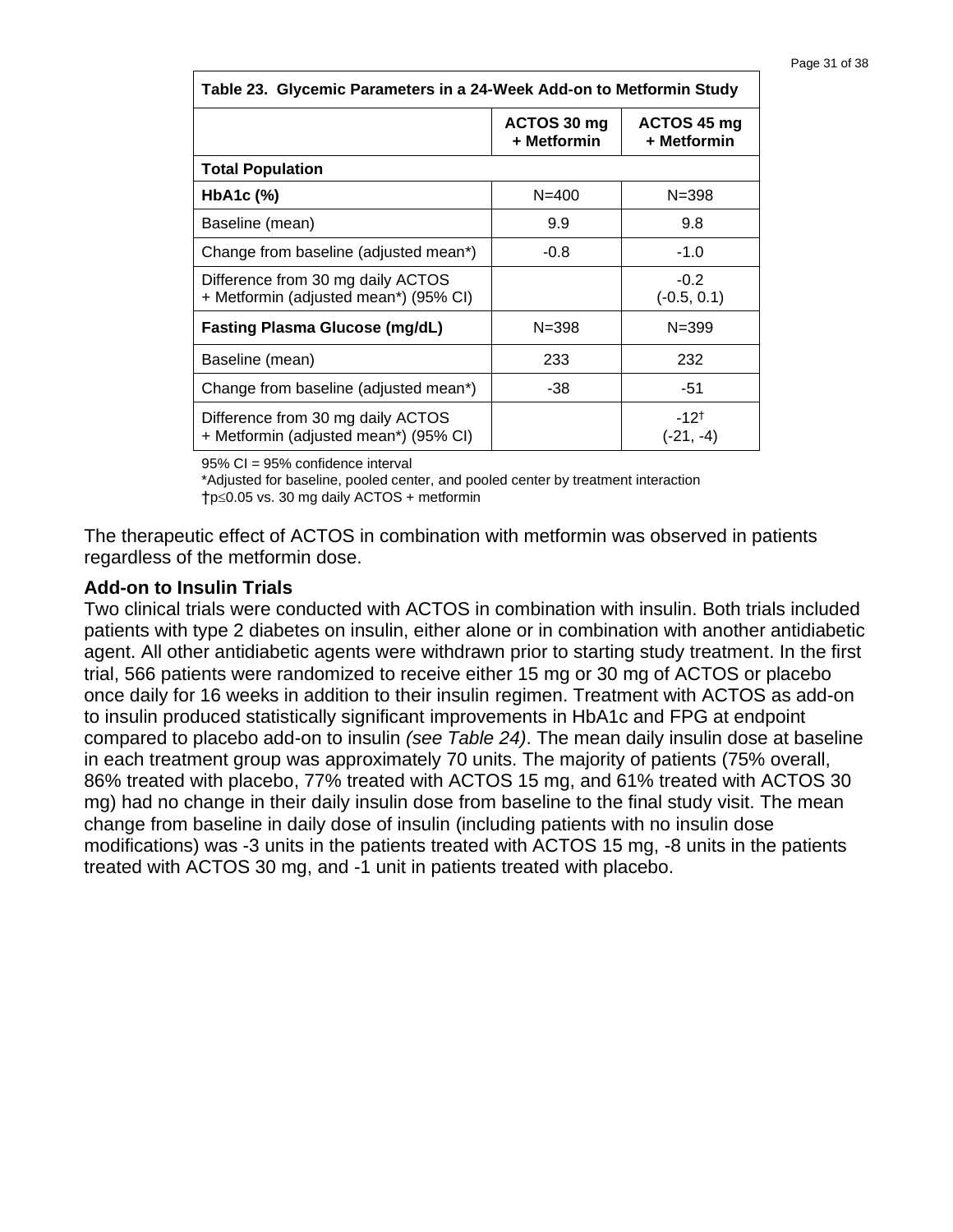| Table 23. Glycemic Parameters in a 24-Week Add-on to Metformin Study | | |
|---|---|---|
| | **ACTOS 30 mg + Metformin** | **ACTOS 45 mg + Metformin** |
| **Total Population** | | |
| **HbA1c (%)** | N=400 | N=398 |
| Baseline (mean) | 9.9 | 9.8 |
| Change from baseline (adjusted mean*) | -0.8 | -1.0 |
| Difference from 30 mg daily ACTOS + Metformin (adjusted mean*) (95% CI) | | -0.2 (-0.5, 0.1) |
| **Fasting Plasma Glucose (mg/dL)** | N=398 | N=399 |
| Baseline (mean) | 233 | 232 |
| Change from baseline (adjusted mean*) | -38 | -51 |
| Difference from 30 mg daily ACTOS + Metformin (adjusted mean*) (95% CI) | | -12† (-21, -4) |

95% CI = 95% confidence interval

*Adjusted for baseline, pooled center, and pooled center by treatment interaction

†$p \leq 0.05$ vs. 30 mg daily ACTOS + metformin

The therapeutic effect of ACTOS in combination with metformin was observed in patients regardless of the metformin dose.

**Add-on to Insulin Trials**

Two clinical trials were conducted with ACTOS in combination with insulin. Both trials included patients with type 2 diabetes on insulin, either alone or in combination with another antidiabetic agent. All other antidiabetic agents were withdrawn prior to starting study treatment. In the first trial, 566 patients were randomized to receive either 15 mg or 30 mg of ACTOS or placebo once daily for 16 weeks in addition to their insulin regimen. Treatment with ACTOS as add-on to insulin produced statistically significant improvements in HbA1c and FPG at endpoint compared to placebo add-on to insulin *(see Table 24)*. The mean daily insulin dose at baseline in each treatment group was approximately 70 units. The majority of patients (75% overall, 86% treated with placebo, 77% treated with ACTOS 15 mg, and 61% treated with ACTOS 30 mg) had no change in their daily insulin dose from baseline to the final study visit. The mean change from baseline in daily dose of insulin (including patients with no insulin dose modifications) was -3 units in the patients treated with ACTOS 15 mg, -8 units in the patients treated with ACTOS 30 mg, and -1 unit in patients treated with placebo.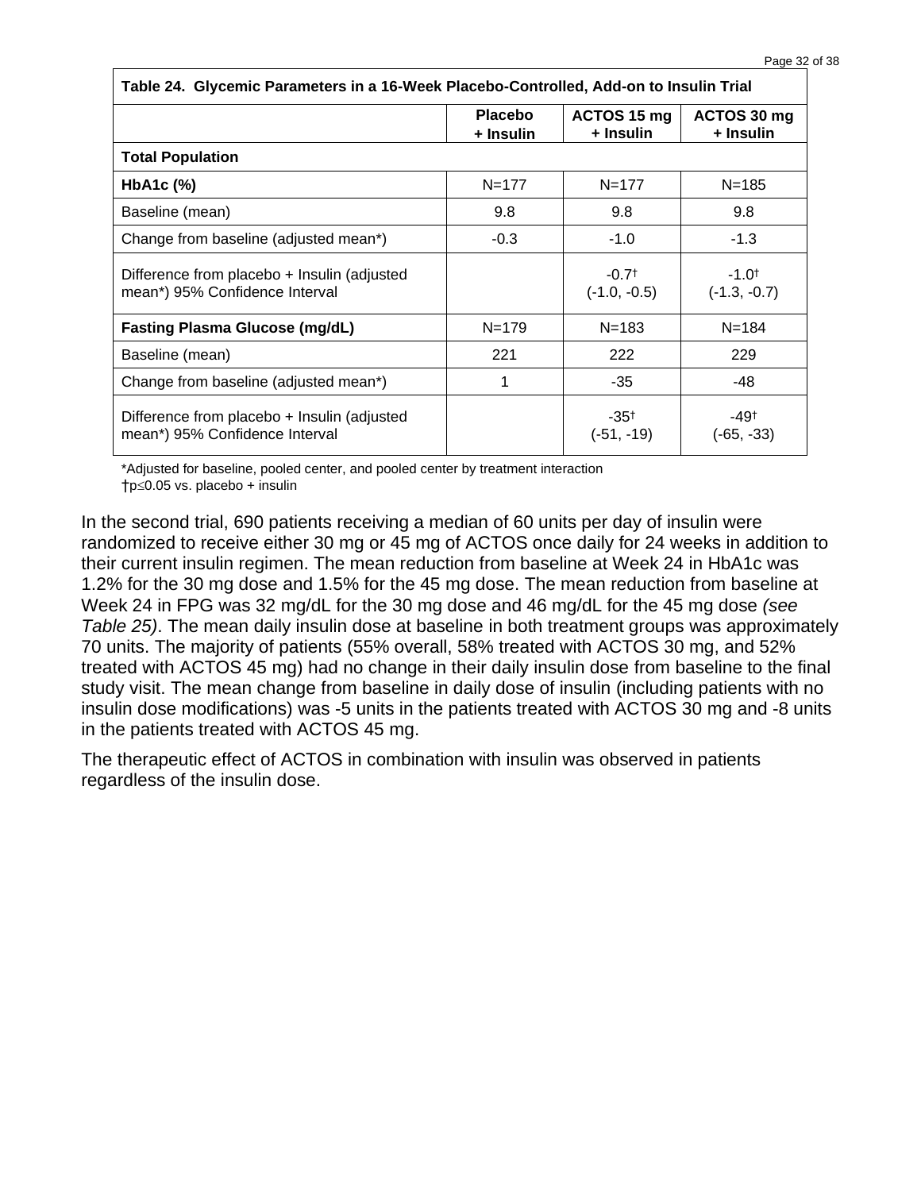| Table 24. Glycemic Parameters in a 16-Week Placebo-Controlled, Add-on to Insulin Trial | | | |
|---|---|---|---|
| | **Placebo + Insulin** | **ACTOS 15 mg + Insulin** | **ACTOS 30 mg + Insulin** |
| **Total Population** | | | |
| **HbA1c (%)** | N=177 | N=177 | N=185 |
| Baseline (mean) | 9.8 | 9.8 | 9.8 |
| Change from baseline (adjusted mean*) | -0.3 | -1.0 | -1.3 |
| Difference from placebo + Insulin (adjusted mean*) 95% Confidence Interval | | -0.7† (-1.0, -0.5) | -1.0† (-1.3, -0.7) |
| **Fasting Plasma Glucose (mg/dL)** | N=179 | N=183 | N=184 |
| Baseline (mean) | 221 | 222 | 229 |
| Change from baseline (adjusted mean*) | 1 | -35 | -48 |
| Difference from placebo + Insulin (adjusted mean*) 95% Confidence Interval | | -35† (-51, -19) | -49† (-65, -33) |

*Adjusted for baseline, pooled center, and pooled center by treatment interaction
†$p \leq 0.05$ vs. placebo + insulin

In the second trial, 690 patients receiving a median of 60 units per day of insulin were randomized to receive either 30 mg or 45 mg of ACTOS once daily for 24 weeks in addition to their current insulin regimen. The mean reduction from baseline at Week 24 in HbA1c was 1.2% for the 30 mg dose and 1.5% for the 45 mg dose. The mean reduction from baseline at Week 24 in FPG was 32 mg/dL for the 30 mg dose and 46 mg/dL for the 45 mg dose *(see Table 25)*. The mean daily insulin dose at baseline in both treatment groups was approximately 70 units. The majority of patients (55% overall, 58% treated with ACTOS 30 mg, and 52% treated with ACTOS 45 mg) had no change in their daily insulin dose from baseline to the final study visit. The mean change from baseline in daily dose of insulin (including patients with no insulin dose modifications) was -5 units in the patients treated with ACTOS 30 mg and -8 units in the patients treated with ACTOS 45 mg.

The therapeutic effect of ACTOS in combination with insulin was observed in patients regardless of the insulin dose.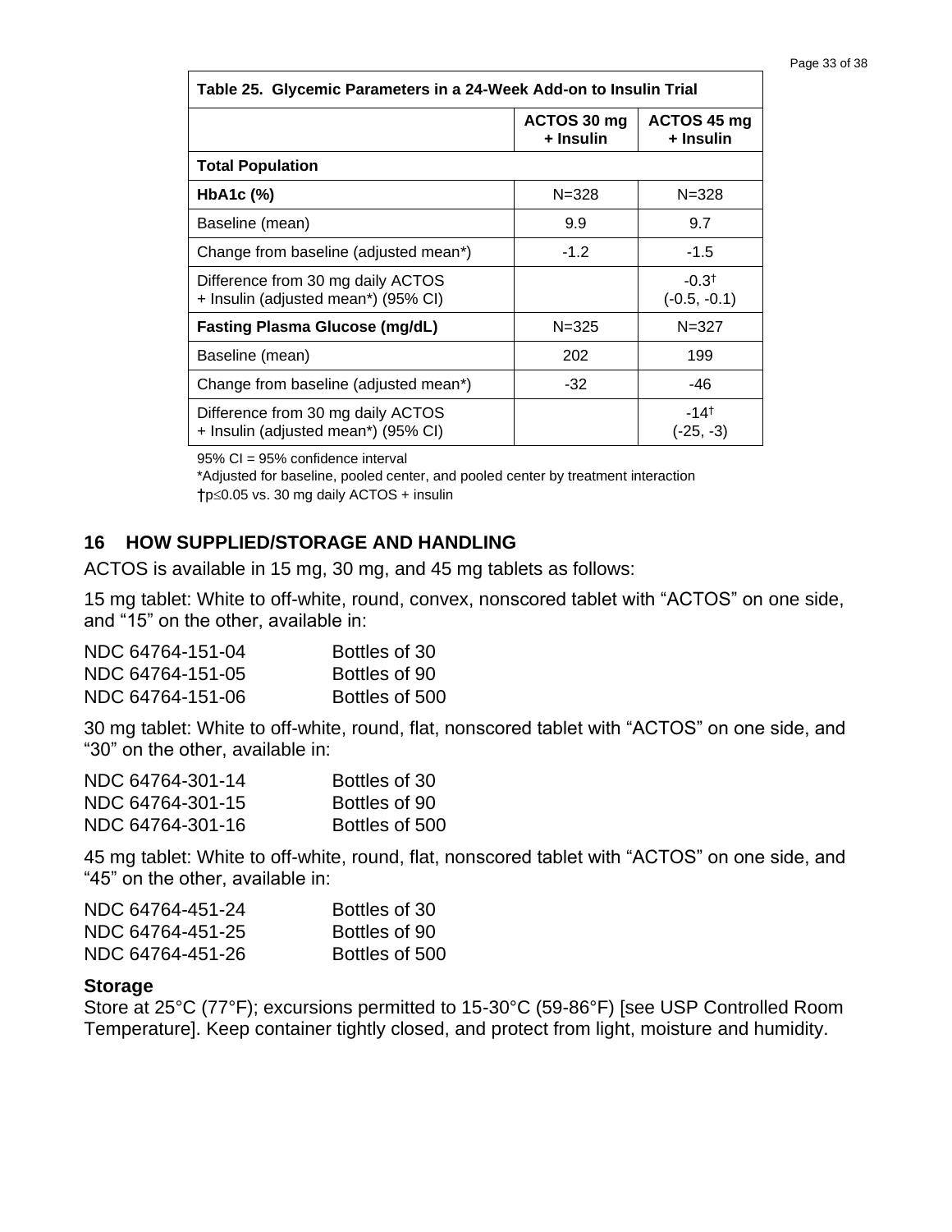| Table 25. Glycemic Parameters in a 24-Week Add-on to Insulin Trial | | |
|---|---|---|
| | ACTOS 30 mg + Insulin | ACTOS 45 mg + Insulin |
| **Total Population** | | |
| **HbA1c (%)** | N=328 | N=328 |
| Baseline (mean) | 9.9 | 9.7 |
| Change from baseline (adjusted mean*) | -1.2 | -1.5 |
| Difference from 30 mg daily ACTOS + Insulin (adjusted mean*) (95% CI) | | -0.3† (-0.5, -0.1) |
| **Fasting Plasma Glucose (mg/dL)** | N=325 | N=327 |
| Baseline (mean) | 202 | 199 |
| Change from baseline (adjusted mean*) | -32 | -46 |
| Difference from 30 mg daily ACTOS + Insulin (adjusted mean*) (95% CI) | | -14† (-25, -3) |

95% CI = 95% confidence interval

*Adjusted for baseline, pooled center, and pooled center by treatment interaction

†$p \leq 0.05$ vs. 30 mg daily ACTOS + insulin

## 16 HOW SUPPLIED/STORAGE AND HANDLING

ACTOS is available in 15 mg, 30 mg, and 45 mg tablets as follows:

15 mg tablet: White to off-white, round, convex, nonscored tablet with "ACTOS" on one side, and "15" on the other, available in:

| | |
|---|---|
| NDC 64764-151-04 | Bottles of 30 |
| NDC 64764-151-05 | Bottles of 90 |
| NDC 64764-151-06 | Bottles of 500 |

30 mg tablet: White to off-white, round, flat, nonscored tablet with "ACTOS" on one side, and "30" on the other, available in:

| | |
|---|---|
| NDC 64764-301-14 | Bottles of 30 |
| NDC 64764-301-15 | Bottles of 90 |
| NDC 64764-301-16 | Bottles of 500 |

45 mg tablet: White to off-white, round, flat, nonscored tablet with "ACTOS" on one side, and "45" on the other, available in:

| | |
|---|---|
| NDC 64764-451-24 | Bottles of 30 |
| NDC 64764-451-25 | Bottles of 90 |
| NDC 64764-451-26 | Bottles of 500 |

### Storage

Store at 25°C (77°F); excursions permitted to 15-30°C (59-86°F) [see USP Controlled Room Temperature]. Keep container tightly closed, and protect from light, moisture and humidity.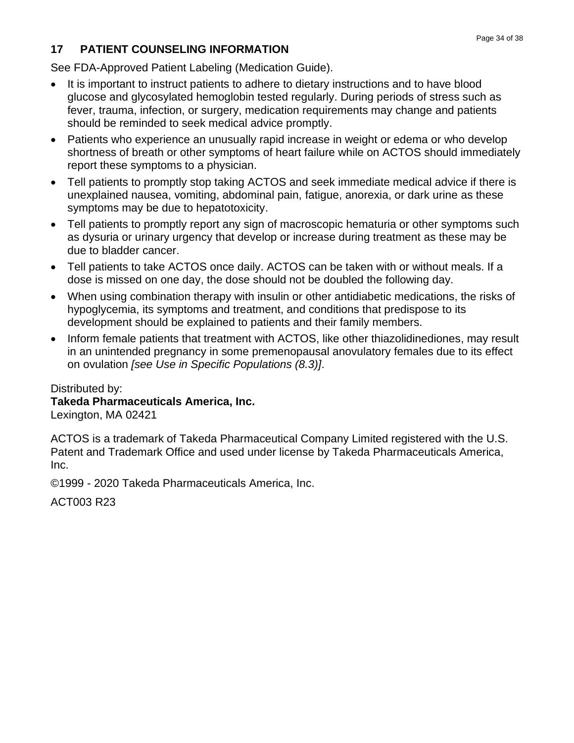## 17 PATIENT COUNSELING INFORMATION

See FDA-Approved Patient Labeling (Medication Guide).

- It is important to instruct patients to adhere to dietary instructions and to have blood glucose and glycosylated hemoglobin tested regularly. During periods of stress such as fever, trauma, infection, or surgery, medication requirements may change and patients should be reminded to seek medical advice promptly.
- Patients who experience an unusually rapid increase in weight or edema or who develop shortness of breath or other symptoms of heart failure while on ACTOS should immediately report these symptoms to a physician.
- Tell patients to promptly stop taking ACTOS and seek immediate medical advice if there is unexplained nausea, vomiting, abdominal pain, fatigue, anorexia, or dark urine as these symptoms may be due to hepatotoxicity.
- Tell patients to promptly report any sign of macroscopic hematuria or other symptoms such as dysuria or urinary urgency that develop or increase during treatment as these may be due to bladder cancer.
- Tell patients to take ACTOS once daily. ACTOS can be taken with or without meals. If a dose is missed on one day, the dose should not be doubled the following day.
- When using combination therapy with insulin or other antidiabetic medications, the risks of hypoglycemia, its symptoms and treatment, and conditions that predispose to its development should be explained to patients and their family members.
- Inform female patients that treatment with ACTOS, like other thiazolidinediones, may result in an unintended pregnancy in some premenopausal anovulatory females due to its effect on ovulation *[see Use in Specific Populations (8.3)]*.

Distributed by:
**Takeda Pharmaceuticals America, Inc.**
Lexington, MA 02421

ACTOS is a trademark of Takeda Pharmaceutical Company Limited registered with the U.S. Patent and Trademark Office and used under license by Takeda Pharmaceuticals America, Inc.

©1999 - 2020 Takeda Pharmaceuticals America, Inc.

ACT003 R23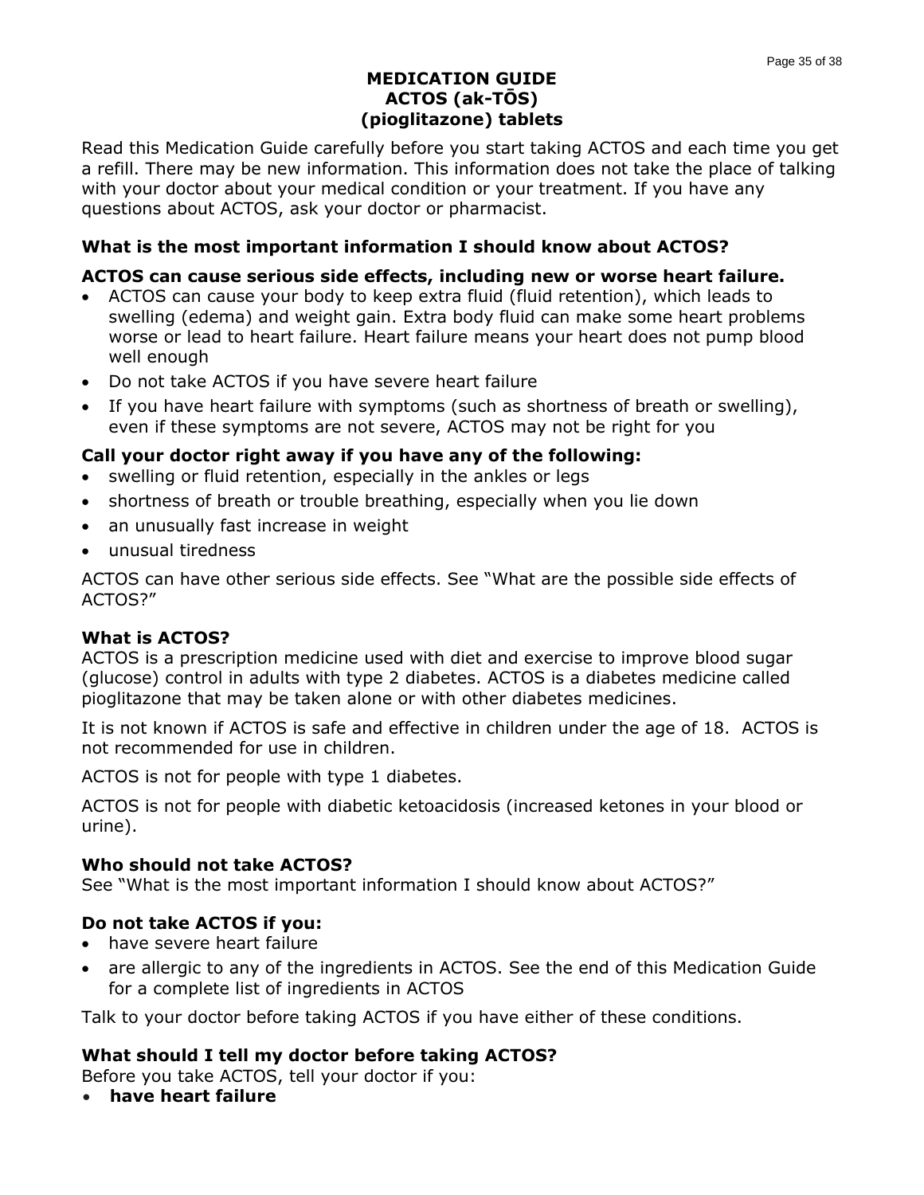# MEDICATION GUIDE
# ACTOS (ak-TŌS)
# (pioglitazone) tablets

Read this Medication Guide carefully before you start taking ACTOS and each time you get a refill. There may be new information. This information does not take the place of talking with your doctor about your medical condition or your treatment. If you have any questions about ACTOS, ask your doctor or pharmacist.

## What is the most important information I should know about ACTOS?

**ACTOS can cause serious side effects, including new or worse heart failure.**

- ACTOS can cause your body to keep extra fluid (fluid retention), which leads to swelling (edema) and weight gain. Extra body fluid can make some heart problems worse or lead to heart failure. Heart failure means your heart does not pump blood well enough
- Do not take ACTOS if you have severe heart failure
- If you have heart failure with symptoms (such as shortness of breath or swelling), even if these symptoms are not severe, ACTOS may not be right for you

**Call your doctor right away if you have any of the following:**

- swelling or fluid retention, especially in the ankles or legs
- shortness of breath or trouble breathing, especially when you lie down
- an unusually fast increase in weight
- unusual tiredness

ACTOS can have other serious side effects. See "What are the possible side effects of ACTOS?"

## What is ACTOS?

ACTOS is a prescription medicine used with diet and exercise to improve blood sugar (glucose) control in adults with type 2 diabetes. ACTOS is a diabetes medicine called pioglitazone that may be taken alone or with other diabetes medicines.

It is not known if ACTOS is safe and effective in children under the age of 18. ACTOS is not recommended for use in children.

ACTOS is not for people with type 1 diabetes.

ACTOS is not for people with diabetic ketoacidosis (increased ketones in your blood or urine).

## Who should not take ACTOS?

See "What is the most important information I should know about ACTOS?"

## Do not take ACTOS if you:

- have severe heart failure
- are allergic to any of the ingredients in ACTOS. See the end of this Medication Guide for a complete list of ingredients in ACTOS

Talk to your doctor before taking ACTOS if you have either of these conditions.

## What should I tell my doctor before taking ACTOS?

Before you take ACTOS, tell your doctor if you:

- **have heart failure**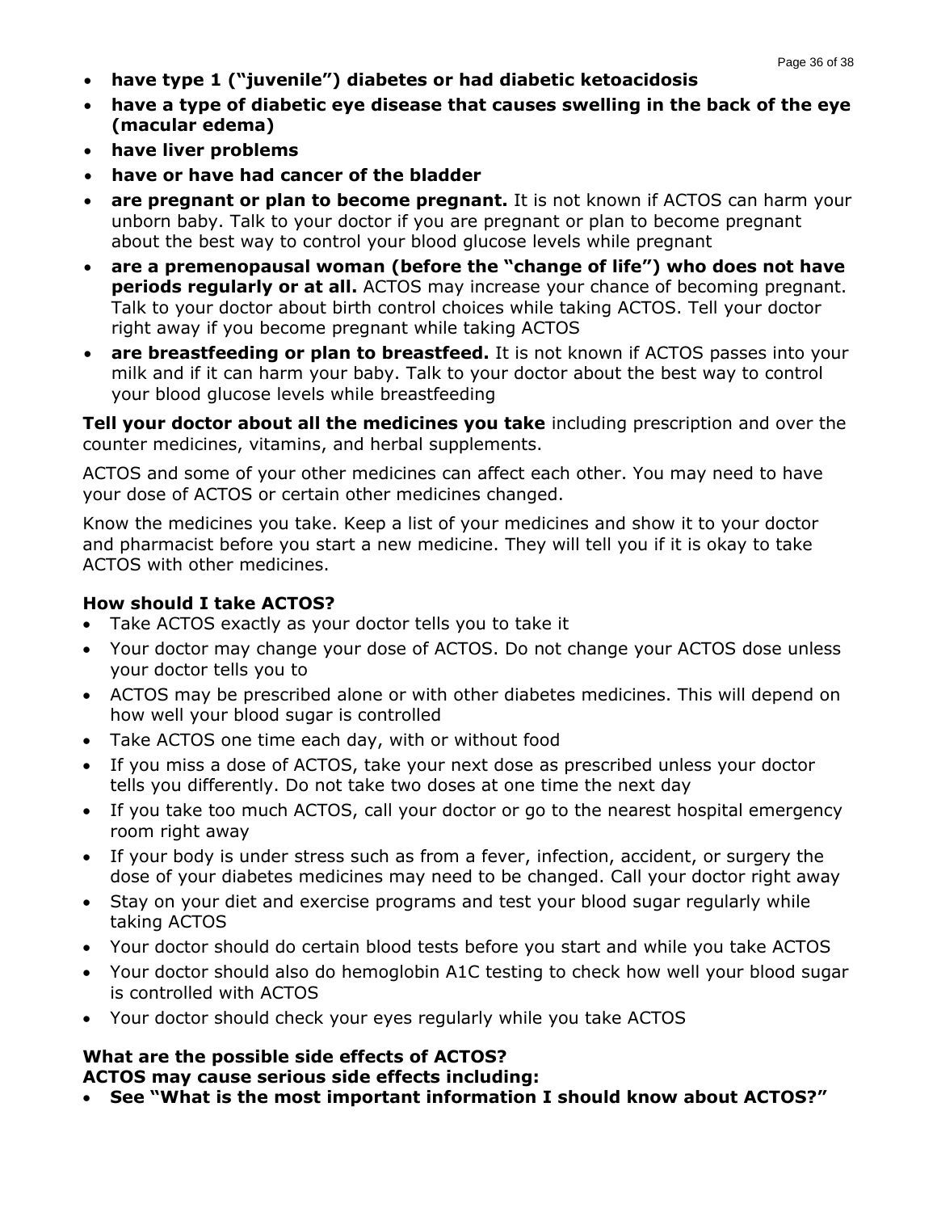- **have type 1 (“juvenile”) diabetes or had diabetic ketoacidosis**
- **have a type of diabetic eye disease that causes swelling in the back of the eye (macular edema)**
- **have liver problems**
- **have or have had cancer of the bladder**
- **are pregnant or plan to become pregnant.** It is not known if ACTOS can harm your unborn baby. Talk to your doctor if you are pregnant or plan to become pregnant about the best way to control your blood glucose levels while pregnant
- **are a premenopausal woman (before the “change of life”) who does not have periods regularly or at all.** ACTOS may increase your chance of becoming pregnant. Talk to your doctor about birth control choices while taking ACTOS. Tell your doctor right away if you become pregnant while taking ACTOS
- **are breastfeeding or plan to breastfeed.** It is not known if ACTOS passes into your milk and if it can harm your baby. Talk to your doctor about the best way to control your blood glucose levels while breastfeeding

**Tell your doctor about all the medicines you take** including prescription and over the counter medicines, vitamins, and herbal supplements.

ACTOS and some of your other medicines can affect each other. You may need to have your dose of ACTOS or certain other medicines changed.

Know the medicines you take. Keep a list of your medicines and show it to your doctor and pharmacist before you start a new medicine. They will tell you if it is okay to take ACTOS with other medicines.

**How should I take ACTOS?**

- Take ACTOS exactly as your doctor tells you to take it
- Your doctor may change your dose of ACTOS. Do not change your ACTOS dose unless your doctor tells you to
- ACTOS may be prescribed alone or with other diabetes medicines. This will depend on how well your blood sugar is controlled
- Take ACTOS one time each day, with or without food
- If you miss a dose of ACTOS, take your next dose as prescribed unless your doctor tells you differently. Do not take two doses at one time the next day
- If you take too much ACTOS, call your doctor or go to the nearest hospital emergency room right away
- If your body is under stress such as from a fever, infection, accident, or surgery the dose of your diabetes medicines may need to be changed. Call your doctor right away
- Stay on your diet and exercise programs and test your blood sugar regularly while taking ACTOS
- Your doctor should do certain blood tests before you start and while you take ACTOS
- Your doctor should also do hemoglobin A1C testing to check how well your blood sugar is controlled with ACTOS
- Your doctor should check your eyes regularly while you take ACTOS

**What are the possible side effects of ACTOS?**
**ACTOS may cause serious side effects including:**

- **See “What is the most important information I should know about ACTOS?”**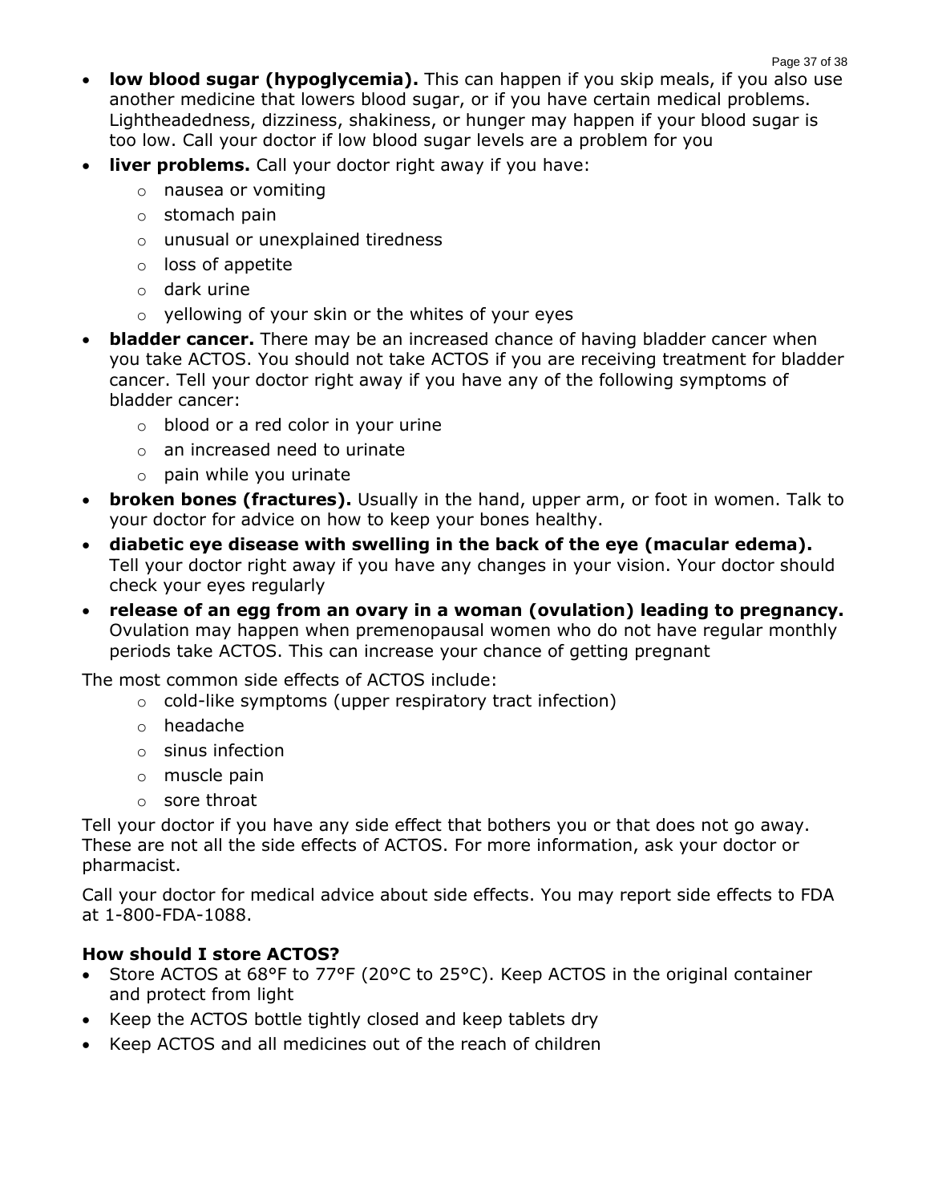- **low blood sugar (hypoglycemia).** This can happen if you skip meals, if you also use another medicine that lowers blood sugar, or if you have certain medical problems. Lightheadedness, dizziness, shakiness, or hunger may happen if your blood sugar is too low. Call your doctor if low blood sugar levels are a problem for you
- **liver problems.** Call your doctor right away if you have:
  - nausea or vomiting
  - stomach pain
  - unusual or unexplained tiredness
  - loss of appetite
  - dark urine
  - yellowing of your skin or the whites of your eyes
- **bladder cancer.** There may be an increased chance of having bladder cancer when you take ACTOS. You should not take ACTOS if you are receiving treatment for bladder cancer. Tell your doctor right away if you have any of the following symptoms of bladder cancer:
  - blood or a red color in your urine
  - an increased need to urinate
  - pain while you urinate
- **broken bones (fractures).** Usually in the hand, upper arm, or foot in women. Talk to your doctor for advice on how to keep your bones healthy.
- **diabetic eye disease with swelling in the back of the eye (macular edema).** Tell your doctor right away if you have any changes in your vision. Your doctor should check your eyes regularly
- **release of an egg from an ovary in a woman (ovulation) leading to pregnancy.** Ovulation may happen when premenopausal women who do not have regular monthly periods take ACTOS. This can increase your chance of getting pregnant

The most common side effects of ACTOS include:

- cold-like symptoms (upper respiratory tract infection)
- headache
- sinus infection
- muscle pain
- sore throat

Tell your doctor if you have any side effect that bothers you or that does not go away. These are not all the side effects of ACTOS. For more information, ask your doctor or pharmacist.

Call your doctor for medical advice about side effects. You may report side effects to FDA at 1-800-FDA-1088.

**How should I store ACTOS?**

- Store ACTOS at 68°F to 77°F (20°C to 25°C). Keep ACTOS in the original container and protect from light
- Keep the ACTOS bottle tightly closed and keep tablets dry
- Keep ACTOS and all medicines out of the reach of children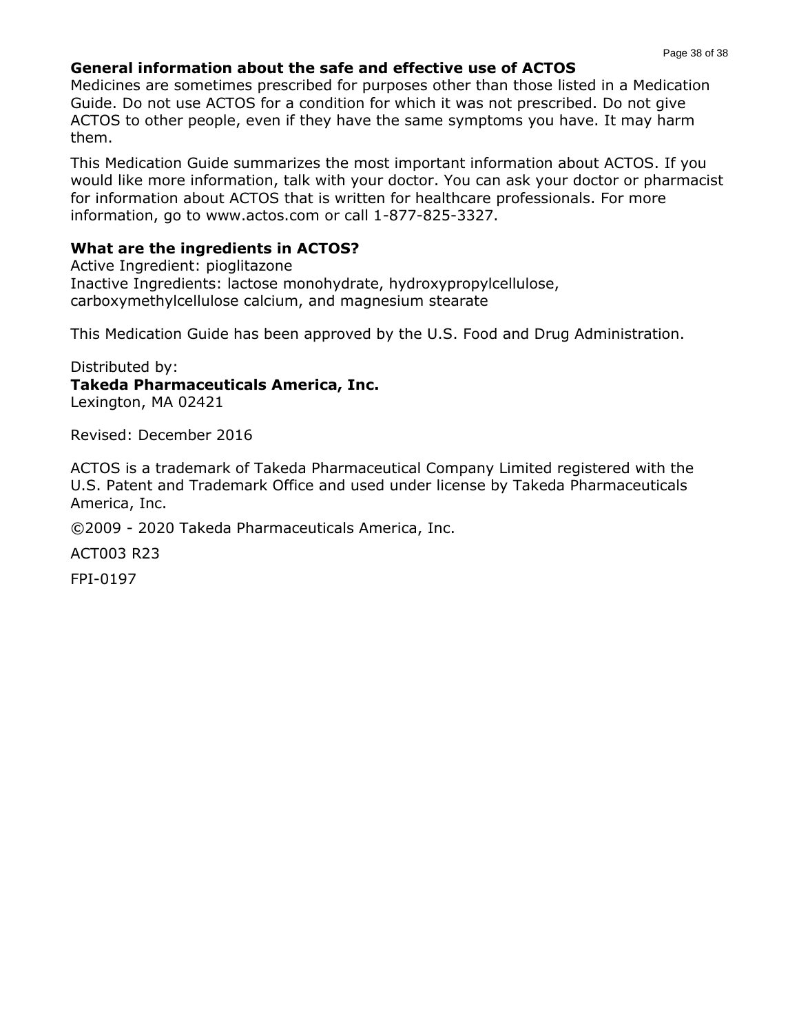**General information about the safe and effective use of ACTOS**

Medicines are sometimes prescribed for purposes other than those listed in a Medication Guide. Do not use ACTOS for a condition for which it was not prescribed. Do not give ACTOS to other people, even if they have the same symptoms you have. It may harm them.

This Medication Guide summarizes the most important information about ACTOS. If you would like more information, talk with your doctor. You can ask your doctor or pharmacist for information about ACTOS that is written for healthcare professionals. For more information, go to www.actos.com or call 1-877-825-3327.

**What are the ingredients in ACTOS?**

Active Ingredient: pioglitazone
Inactive Ingredients: lactose monohydrate, hydroxypropylcellulose, carboxymethylcellulose calcium, and magnesium stearate

This Medication Guide has been approved by the U.S. Food and Drug Administration.

Distributed by:
**Takeda Pharmaceuticals America, Inc.**
Lexington, MA 02421

Revised: December 2016

ACTOS is a trademark of Takeda Pharmaceutical Company Limited registered with the U.S. Patent and Trademark Office and used under license by Takeda Pharmaceuticals America, Inc.

©2009 - 2020 Takeda Pharmaceuticals America, Inc.

ACT003 R23

FPI-0197